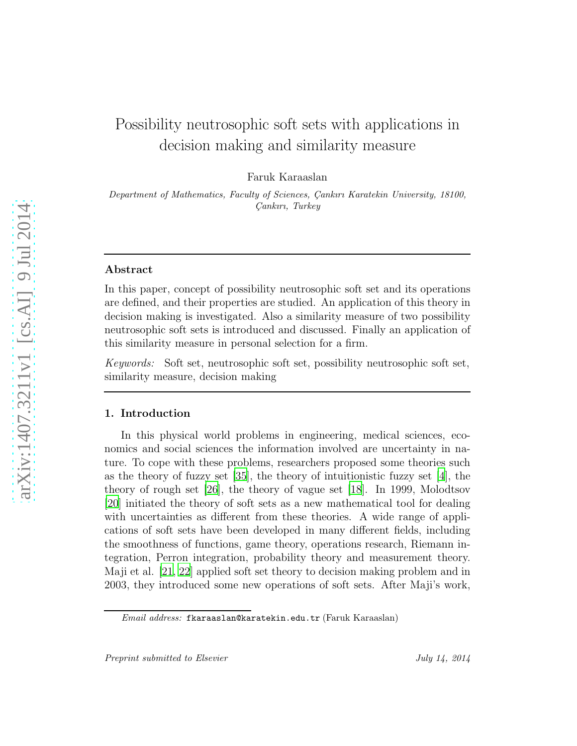# Possibility neutrosophic soft sets with applications in decision making and similarity measure

Faruk Karaaslan

*Department of Mathematics, Faculty of Sciences, Çankırı Karatekin University, 18100, Çankırı, Turkey*

---

## Abstract

In this paper, concept of possibility neutrosophic soft set and its operations are defined, and their properties are studied. An application of this theory in decision making is investigated. Also a similarity measure of two possibility neutrosophic soft sets is introduced and discussed. Finally an application of this similarity measure in personal selection for a firm.

*Keywords:* Soft set, neutrosophic soft set, possibility neutrosophic soft set, similarity measure, decision making

---

## 1. Introduction

In this physical world problems in engineering, medical sciences, economics and social sciences the information involved are uncertainty in nature. To cope with these problems, researchers proposed some theories such as the theory of fuzzy set [35], the theory of intuitionistic fuzzy set [4], the theory of rough set [26], the theory of vague set [18]. In 1999, Molodtsov [20] initiated the theory of soft sets as a new mathematical tool for dealing with uncertainties as different from these theories. A wide range of applications of soft sets have been developed in many different fields, including the smoothness of functions, game theory, operations research, Riemann integration, Perron integration, probability theory and measurement theory. Maji et al. [21, 22] applied soft set theory to decision making problem and in 2003, they introduced some new operations of soft sets. After Maji's work,

*Email address:* fkaraaslan@karatekin.edu.tr (Faruk Karaaslan)

*Preprint submitted to Elsevier* July 14, 2014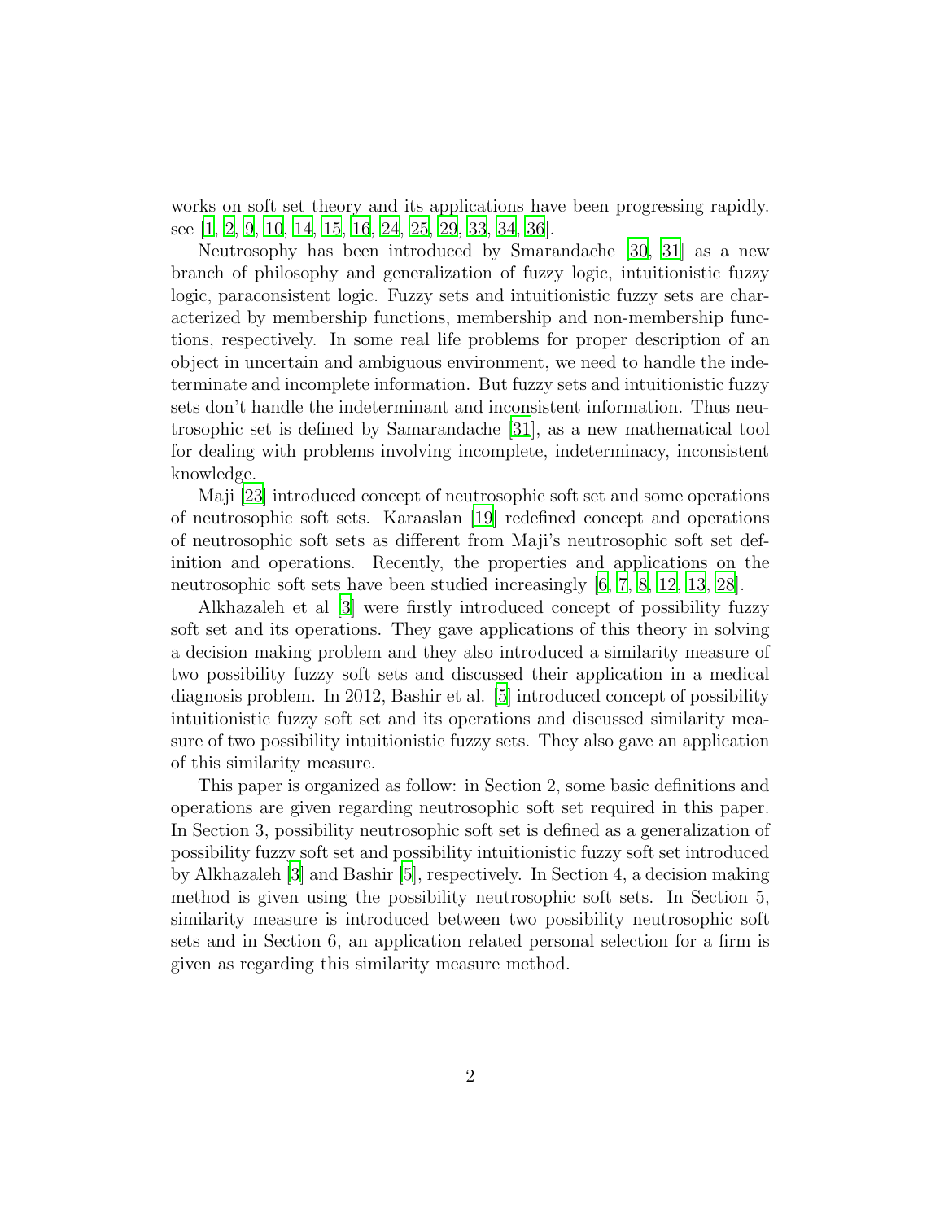works on soft set theory and its applications have been progressing rapidly. see [1, 2, 9, 10, 14, 15, 16, 24, 25, 29, 33, 34, 36].

Neutrosophy has been introduced by Smarandache [30, 31] as a new branch of philosophy and generalization of fuzzy logic, intuitionistic fuzzy logic, paraconsistent logic. Fuzzy sets and intuitionistic fuzzy sets are characterized by membership functions, membership and non-membership functions, respectively. In some real life problems for proper description of an object in uncertain and ambiguous environment, we need to handle the indeterminate and incomplete information. But fuzzy sets and intuitionistic fuzzy sets don't handle the indeterminant and inconsistent information. Thus neutrosophic set is defined by Samarandache [31], as a new mathematical tool for dealing with problems involving incomplete, indeterminacy, inconsistent knowledge.

Maji [23] introduced concept of neutrosophic soft set and some operations of neutrosophic soft sets. Karaaslan [19] redefined concept and operations of neutrosophic soft sets as different from Maji's neutrosophic soft set definition and operations. Recently, the properties and applications on the neutrosophic soft sets have been studied increasingly [6, 7, 8, 12, 13, 28].

Alkhazaleh et al [3] were firstly introduced concept of possibility fuzzy soft set and its operations. They gave applications of this theory in solving a decision making problem and they also introduced a similarity measure of two possibility fuzzy soft sets and discussed their application in a medical diagnosis problem. In 2012, Bashir et al. [5] introduced concept of possibility intuitionistic fuzzy soft set and its operations and discussed similarity measure of two possibility intuitionistic fuzzy sets. They also gave an application of this similarity measure.

This paper is organized as follow: in Section 2, some basic definitions and operations are given regarding neutrosophic soft set required in this paper. In Section 3, possibility neutrosophic soft set is defined as a generalization of possibility fuzzy soft set and possibility intuitionistic fuzzy soft set introduced by Alkhazaleh [3] and Bashir [5], respectively. In Section 4, a decision making method is given using the possibility neutrosophic soft sets. In Section 5, similarity measure is introduced between two possibility neutrosophic soft sets and in Section 6, an application related personal selection for a firm is given as regarding this similarity measure method.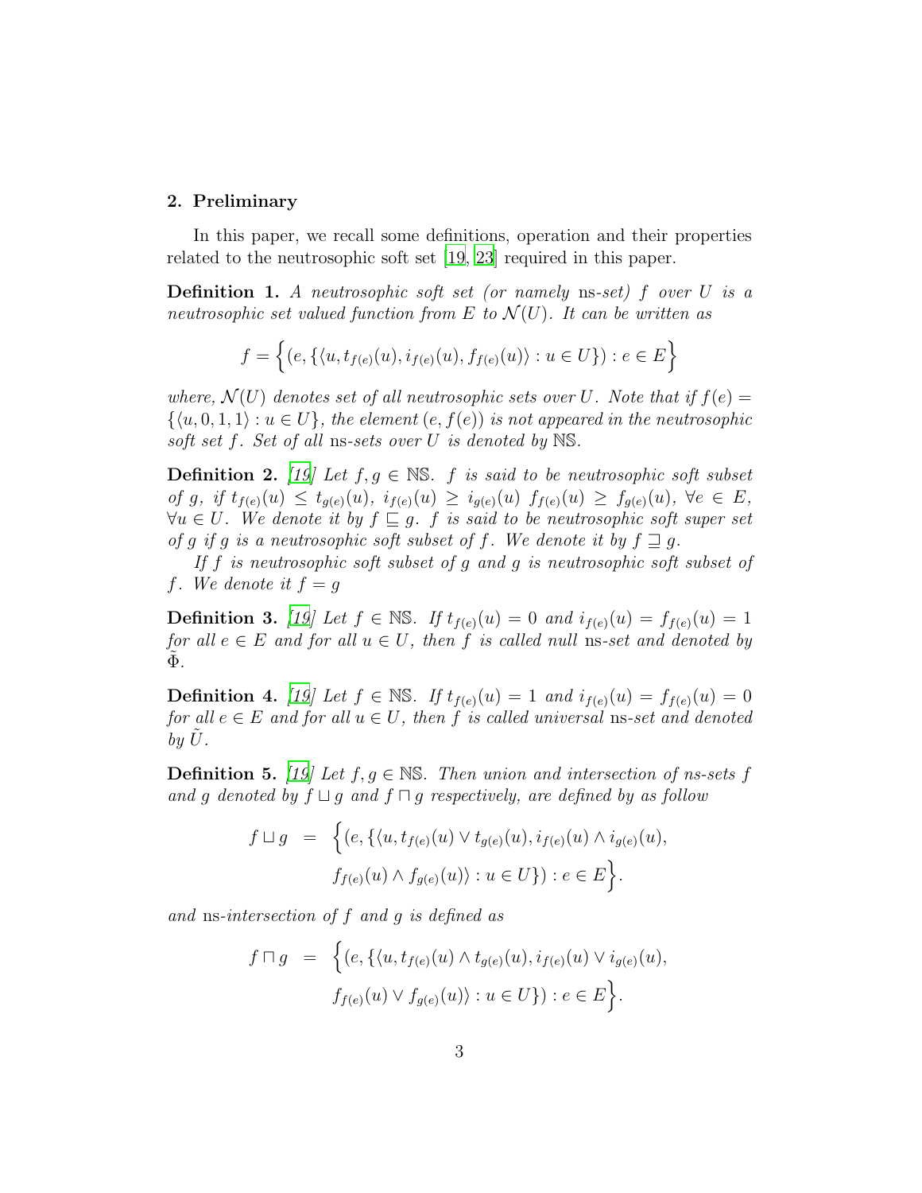## 2. Preliminary

In this paper, we recall some definitions, operation and their properties related to the neutrosophic soft set [19, 23] required in this paper.

**Definition 1.** *A neutrosophic soft set (or namely* ns*-set) $f$ over $U$ is a neutrosophic set valued function from $E$ to $\mathcal{N}(U)$. It can be written as*

$$f = \Big\{(e, \{\langle u, t_{f(e)}(u), i_{f(e)}(u), f_{f(e)}(u)\rangle : u \in U\}) : e \in E\Big\}$$

*where, $\mathcal{N}(U)$ denotes set of all neutrosophic sets over $U$. Note that if $f(e) = \{\langle u, 0, 1, 1\rangle : u \in U\}$, the element $(e, f(e))$ is not appeared in the neutrosophic soft set $f$. Set of all* ns*-sets over $U$ is denoted by $\mathbb{NS}$.*

**Definition 2.** *[19] Let $f, g \in \mathbb{NS}$. $f$ is said to be neutrosophic soft subset of $g$, if $t_{f(e)}(u) \leq t_{g(e)}(u)$, $i_{f(e)}(u) \geq i_{g(e)}(u)$ $f_{f(e)}(u) \geq f_{g(e)}(u)$, $\forall e \in E$, $\forall u \in U$. We denote it by $f \sqsubseteq g$. $f$ is said to be neutrosophic soft super set of $g$ if $g$ is a neutrosophic soft subset of $f$. We denote it by $f \sqsupseteq g$.*

*If $f$ is neutrosophic soft subset of $g$ and $g$ is neutrosophic soft subset of $f$. We denote it $f = g$*

**Definition 3.** *[19] Let $f \in \mathbb{NS}$. If $t_{f(e)}(u) = 0$ and $i_{f(e)}(u) = f_{f(e)}(u) = 1$ for all $e \in E$ and for all $u \in U$, then $f$ is called null* ns*-set and denoted by $\tilde{\Phi}$.*

**Definition 4.** *[19] Let $f \in \mathbb{NS}$. If $t_{f(e)}(u) = 1$ and $i_{f(e)}(u) = f_{f(e)}(u) = 0$ for all $e \in E$ and for all $u \in U$, then $f$ is called universal* ns*-set and denoted by $\tilde{U}$.*

**Definition 5.** *[19] Let $f, g \in \mathbb{NS}$. Then union and intersection of ns-sets $f$ and $g$ denoted by $f \sqcup g$ and $f \sqcap g$ respectively, are defined by as follow*

$$\begin{aligned} f \sqcup g \;\; = \;\; & \Big\{(e, \{\langle u, t_{f(e)}(u) \vee t_{g(e)}(u), i_{f(e)}(u) \wedge i_{g(e)}(u), \\ & f_{f(e)}(u) \wedge f_{g(e)}(u)\rangle : u \in U\}) : e \in E\Big\}. \end{aligned}$$

*and* ns*-intersection of $f$ and $g$ is defined as*

$$\begin{aligned} f \sqcap g \;\; = \;\; & \Big\{(e, \{\langle u, t_{f(e)}(u) \wedge t_{g(e)}(u), i_{f(e)}(u) \vee i_{g(e)}(u), \\ & f_{f(e)}(u) \vee f_{g(e)}(u)\rangle : u \in U\}) : e \in E\Big\}. \end{aligned}$$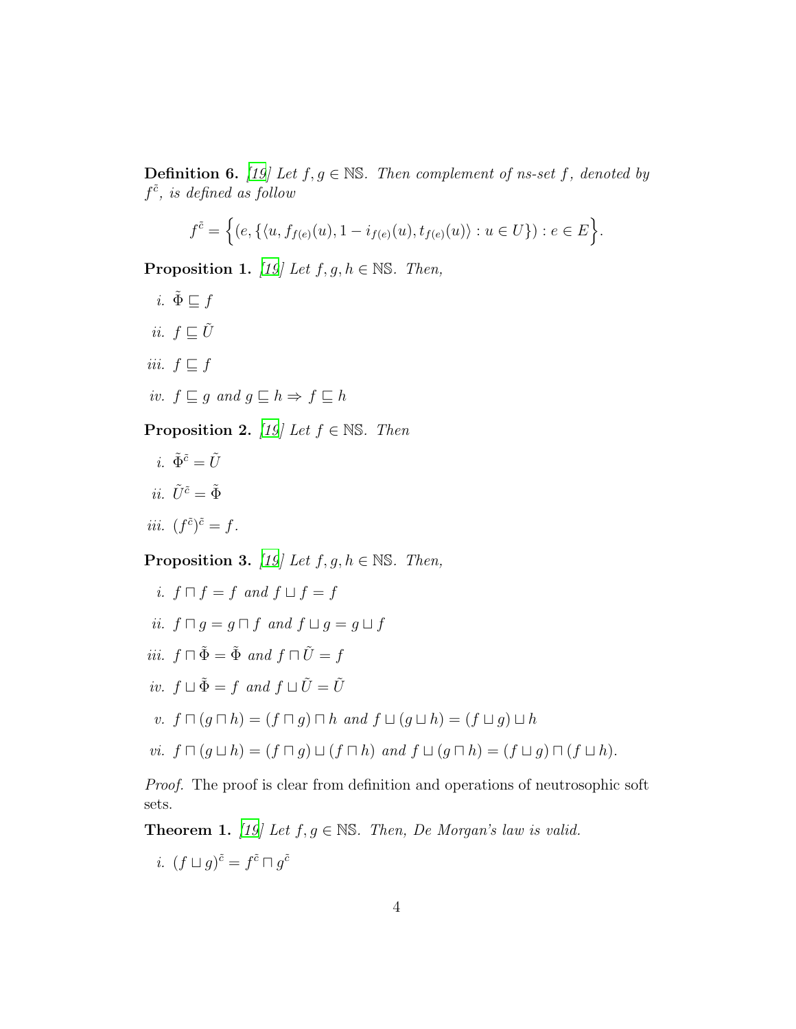**Definition 6.** [19] *Let $f, g \in \mathbb{NS}$. Then complement of ns-set $f$, denoted by $f^{\tilde{c}}$, is defined as follow*

$$f^{\tilde{c}} = \Big\{(e, \{\langle u, f_{f(e)}(u), 1 - i_{f(e)}(u), t_{f(e)}(u)\rangle : u \in U\}) : e \in E\Big\}.$$

**Proposition 1.** [19] *Let $f, g, h \in \mathbb{NS}$. Then,*

*i.* $\tilde{\Phi} \sqsubseteq f$

*ii.* $f \sqsubseteq \tilde{U}$

*iii.* $f \sqsubseteq f$

*iv.* $f \sqsubseteq g$ *and* $g \sqsubseteq h \Rightarrow f \sqsubseteq h$

**Proposition 2.** [19] *Let $f \in \mathbb{NS}$. Then*

*i.* $\tilde{\Phi}^{\tilde{c}} = \tilde{U}$

*ii.* $\tilde{U}^{\tilde{c}} = \tilde{\Phi}$

*iii.* $(f^{\tilde{c}})^{\tilde{c}} = f$.

**Proposition 3.** [19] *Let $f, g, h \in \mathbb{NS}$. Then,*

*i.* $f \sqcap f = f$ *and* $f \sqcup f = f$

*ii.* $f \sqcap g = g \sqcap f$ *and* $f \sqcup g = g \sqcup f$

*iii.* $f \sqcap \tilde{\Phi} = \tilde{\Phi}$ *and* $f \sqcap \tilde{U} = f$

*iv.* $f \sqcup \tilde{\Phi} = f$ *and* $f \sqcup \tilde{U} = \tilde{U}$

*v.* $f \sqcap (g \sqcap h) = (f \sqcap g) \sqcap h$ *and* $f \sqcup (g \sqcup h) = (f \sqcup g) \sqcup h$

*vi.* $f \sqcap (g \sqcup h) = (f \sqcap g) \sqcup (f \sqcap h)$ *and* $f \sqcup (g \sqcap h) = (f \sqcup g) \sqcap (f \sqcup h)$.

*Proof.* The proof is clear from definition and operations of neutrosophic soft sets.

**Theorem 1.** [19] *Let $f, g \in \mathbb{NS}$. Then, De Morgan's law is valid.*

*i.* $(f \sqcup g)^{\tilde{c}} = f^{\tilde{c}} \sqcap g^{\tilde{c}}$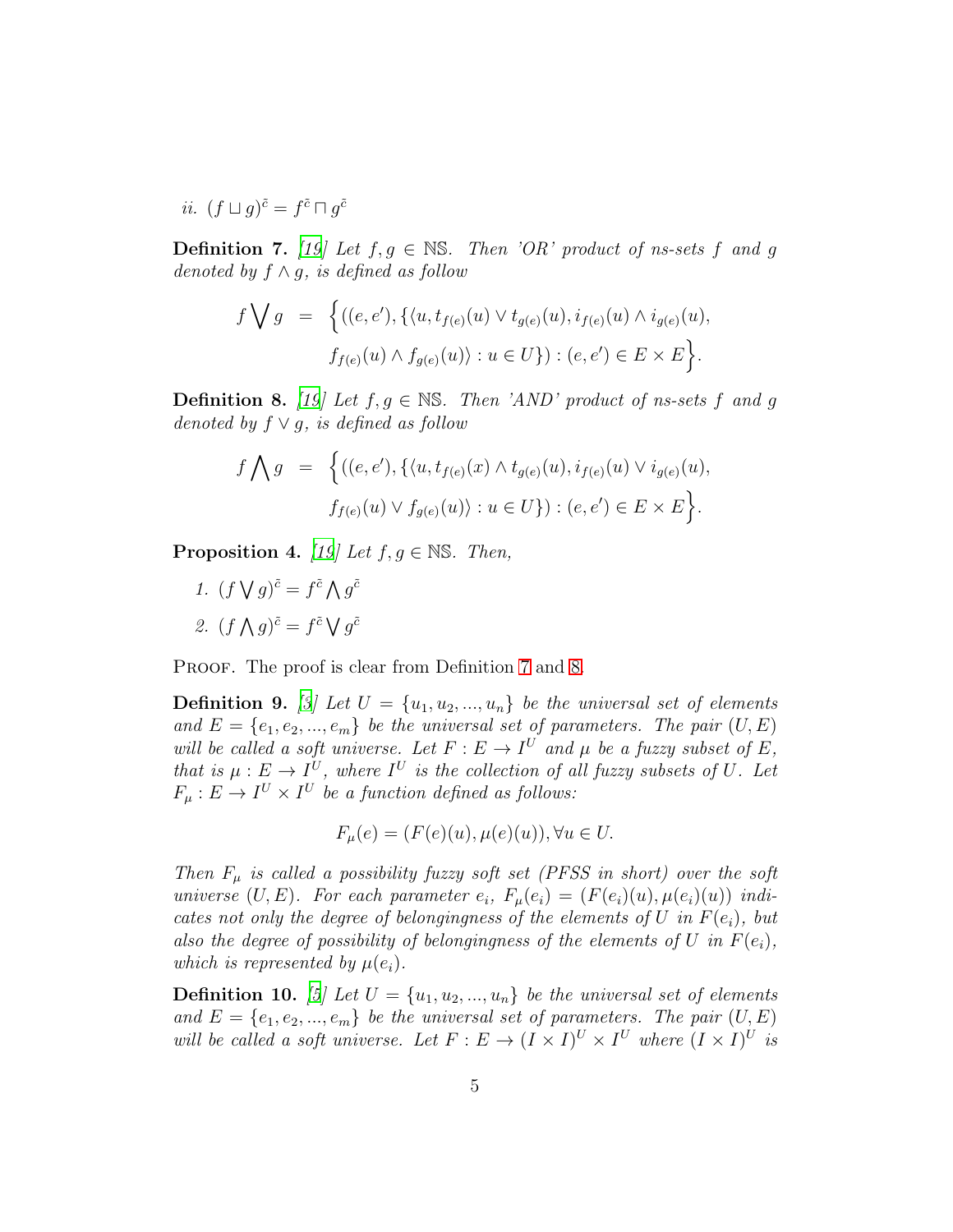*ii.* $(f \sqcup g)^{\tilde{c}} = f^{\tilde{c}} \sqcap g^{\tilde{c}}$

**Definition 7.** *[19] Let $f, g \in \mathbb{NS}$. Then 'OR' product of ns-sets $f$ and $g$ denoted by $f \wedge g$, is defined as follow*

$$f \bigvee g = \Big\{((e,e'), \{\langle u, t_{f(e)}(u) \vee t_{g(e)}(u), i_{f(e)}(u) \wedge i_{g(e)}(u), f_{f(e)}(u) \wedge f_{g(e)}(u)\rangle : u \in U\}) : (e,e') \in E \times E\Big\}.$$

**Definition 8.** *[19] Let $f, g \in \mathbb{NS}$. Then 'AND' product of ns-sets $f$ and $g$ denoted by $f \vee g$, is defined as follow*

$$f \bigwedge g = \Big\{((e,e'), \{\langle u, t_{f(e)}(x) \wedge t_{g(e)}(u), i_{f(e)}(u) \vee i_{g(e)}(u), f_{f(e)}(u) \vee f_{g(e)}(u)\rangle : u \in U\}) : (e,e') \in E \times E\Big\}.$$

**Proposition 4.** *[19] Let $f, g \in \mathbb{NS}$. Then,*

1. $(f \bigvee g)^{\tilde{c}} = f^{\tilde{c}} \bigwedge g^{\tilde{c}}$
2. $(f \bigwedge g)^{\tilde{c}} = f^{\tilde{c}} \bigvee g^{\tilde{c}}$

Proof. The proof is clear from Definition 7 and 8.

**Definition 9.** *[3] Let $U = \{u_1, u_2, ..., u_n\}$ be the universal set of elements and $E = \{e_1, e_2, ..., e_m\}$ be the universal set of parameters. The pair $(U, E)$ will be called a soft universe. Let $F : E \to I^U$ and $\mu$ be a fuzzy subset of $E$, that is $\mu : E \to I^U$, where $I^U$ is the collection of all fuzzy subsets of $U$. Let $F_\mu : E \to I^U \times I^U$ be a function defined as follows:*

$$F_\mu(e) = (F(e)(u), \mu(e)(u)), \forall u \in U.$$

*Then $F_\mu$ is called a possibility fuzzy soft set (PFSS in short) over the soft universe $(U, E)$. For each parameter $e_i$, $F_\mu(e_i) = (F(e_i)(u), \mu(e_i)(u))$ indicates not only the degree of belongingness of the elements of $U$ in $F(e_i)$, but also the degree of possibility of belongingness of the elements of $U$ in $F(e_i)$, which is represented by $\mu(e_i)$.*

**Definition 10.** *[5] Let $U = \{u_1, u_2, ..., u_n\}$ be the universal set of elements and $E = \{e_1, e_2, ..., e_m\}$ be the universal set of parameters. The pair $(U, E)$ will be called a soft universe. Let $F : E \to (I \times I)^U \times I^U$ where $(I \times I)^U$ is*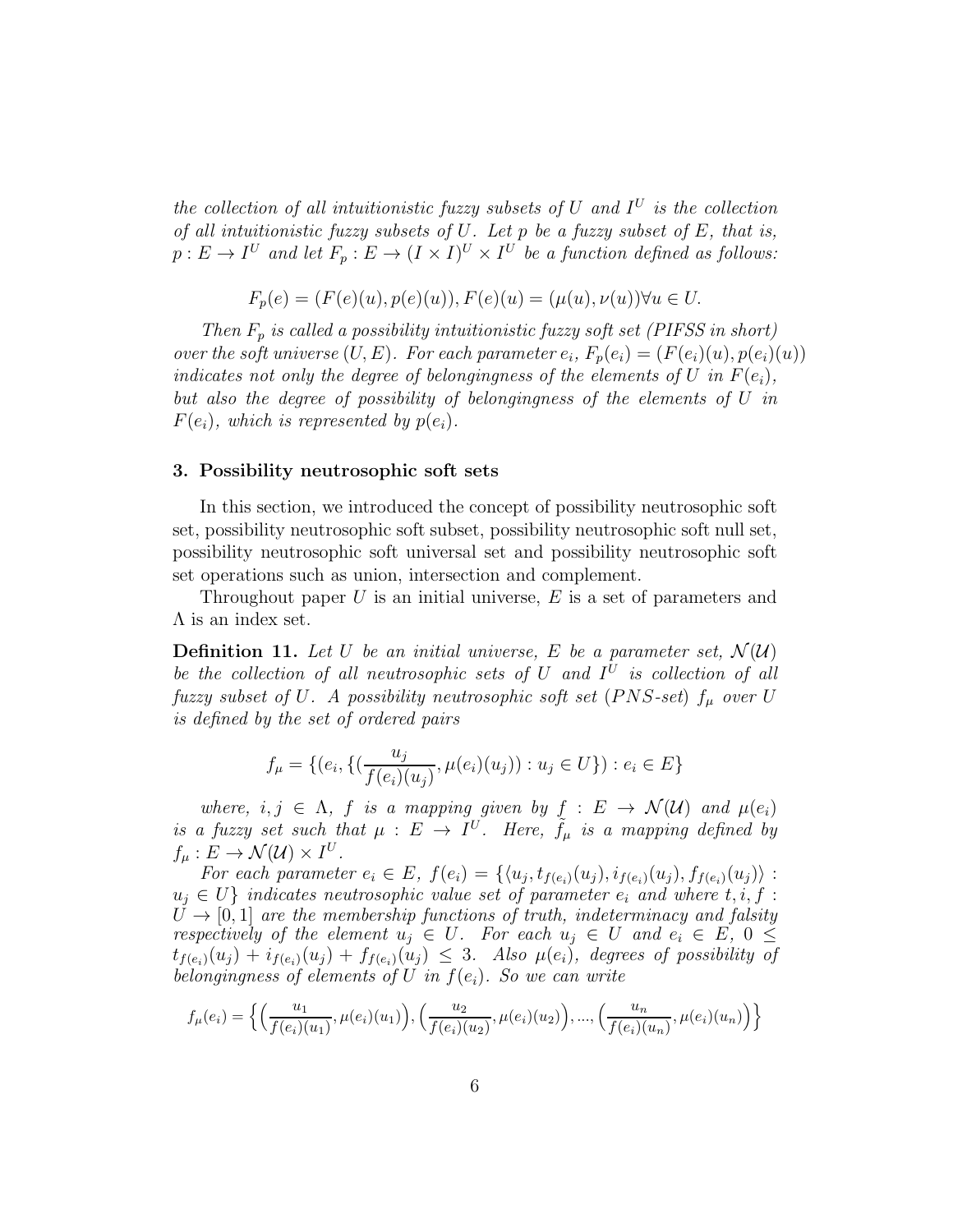*the collection of all intuitionistic fuzzy subsets of $U$ and $I^U$ is the collection of all intuitionistic fuzzy subsets of $U$. Let $p$ be a fuzzy subset of $E$, that is, $p : E \to I^U$ and let $F_p : E \to (I \times I)^U \times I^U$ be a function defined as follows:*

$$F_p(e) = (F(e)(u), p(e)(u)), F(e)(u) = (\mu(u), \nu(u)) \forall u \in U.$$

*Then $F_p$ is called a possibility intuitionistic fuzzy soft set (PIFSS in short) over the soft universe $(U, E)$. For each parameter $e_i$, $F_p(e_i) = (F(e_i)(u), p(e_i)(u))$ indicates not only the degree of belongingness of the elements of $U$ in $F(e_i)$, but also the degree of possibility of belongingness of the elements of $U$ in $F(e_i)$, which is represented by $p(e_i)$.*

## 3. Possibility neutrosophic soft sets

In this section, we introduced the concept of possibility neutrosophic soft set, possibility neutrosophic soft subset, possibility neutrosophic soft null set, possibility neutrosophic soft universal set and possibility neutrosophic soft set operations such as union, intersection and complement.

Throughout paper $U$ is an initial universe, $E$ is a set of parameters and $\Lambda$ is an index set.

**Definition 11.** *Let $U$ be an initial universe, $E$ be a parameter set, $\mathcal{N}(\mathcal{U})$ be the collection of all neutrosophic sets of $U$ and $I^U$ is collection of all fuzzy subset of $U$. A possibility neutrosophic soft set ($PNS$-set) $f_\mu$ over $U$ is defined by the set of ordered pairs*

$$f_\mu = \{(e_i, \{(\frac{u_j}{f(e_i)(u_j)}, \mu(e_i)(u_j)) : u_j \in U\}) : e_i \in E\}$$

*where, $i, j \in \Lambda$, $f$ is a mapping given by $f : E \to \mathcal{N}(\mathcal{U})$ and $\mu(e_i)$ is a fuzzy set such that $\mu : E \to I^U$. Here, $\tilde{f}_\mu$ is a mapping defined by $f_\mu : E \to \mathcal{N}(\mathcal{U}) \times I^U$.*

*For each parameter $e_i \in E$, $f(e_i) = \{\langle u_j, t_{f(e_i)}(u_j), i_{f(e_i)}(u_j), f_{f(e_i)}(u_j)\rangle : u_j \in U\}$ indicates neutrosophic value set of parameter $e_i$ and where $t, i, f : U \to [0, 1]$ are the membership functions of truth, indeterminacy and falsity respectively of the element $u_j \in U$. For each $u_j \in U$ and $e_i \in E$, $0 \leq t_{f(e_i)}(u_j) + i_{f(e_i)}(u_j) + f_{f(e_i)}(u_j) \leq 3$. Also $\mu(e_i)$, degrees of possibility of belongingness of elements of $U$ in $f(e_i)$. So we can write*

$$f_\mu(e_i) = \Big\{ \Big( \frac{u_1}{f(e_i)(u_1)}, \mu(e_i)(u_1) \Big), \Big( \frac{u_2}{f(e_i)(u_2)}, \mu(e_i)(u_2) \Big), ..., \Big( \frac{u_n}{f(e_i)(u_n)}, \mu(e_i)(u_n) \Big) \Big\}$$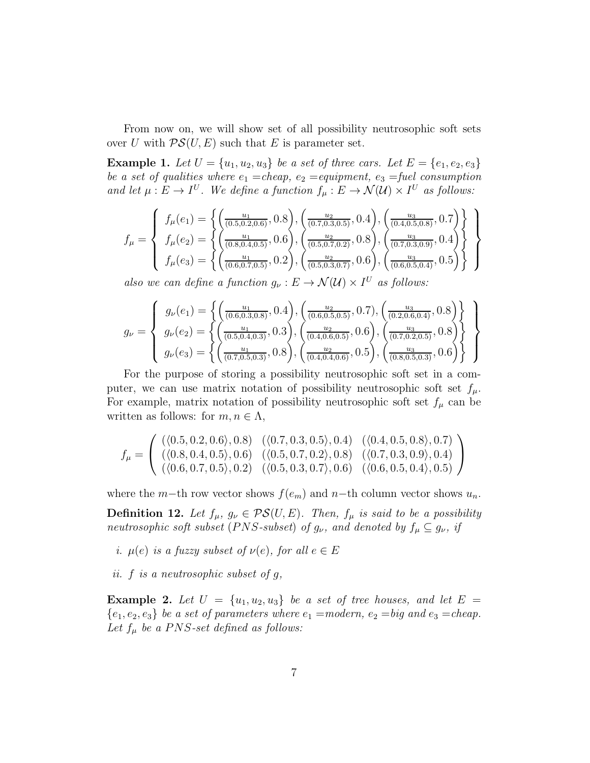From now on, we will show set of all possibility neutrosophic soft sets over $U$ with $\mathcal{PS}(U, E)$ such that $E$ is parameter set.

**Example 1.** *Let $U = \{u_1, u_2, u_3\}$ be a set of three cars. Let $E = \{e_1, e_2, e_3\}$ be a set of qualities where $e_1$ =cheap, $e_2$ =equipment, $e_3$ =fuel consumption and let $\mu : E \to I^U$. We define a function $f_\mu : E \to \mathcal{N}(\mathcal{U}) \times I^U$ as follows:*

$$
f_\mu = \left\{ \begin{array}{l}
f_\mu(e_1) = \left\{ \left( \frac{u_1}{(0.5,0.2,0.6)}, 0.8 \right), \left( \frac{u_2}{(0.7,0.3,0.5)}, 0.4 \right), \left( \frac{u_3}{(0.4,0.5,0.8)}, 0.7 \right) \right\} \\
f_\mu(e_2) = \left\{ \left( \frac{u_1}{(0.8,0.4,0.5)}, 0.6 \right), \left( \frac{u_2}{(0.5,0.7,0.2)}, 0.8 \right), \left( \frac{u_3}{(0.7,0.3,0.9)}, 0.4 \right) \right\} \\
f_\mu(e_3) = \left\{ \left( \frac{u_1}{(0.6,0.7,0.5)}, 0.2 \right), \left( \frac{u_2}{(0.5,0.3,0.7)}, 0.6 \right), \left( \frac{u_3}{(0.6,0.5,0.4)}, 0.5 \right) \right\}
\end{array} \right\}
$$

*also we can define a function $g_\nu : E \to \mathcal{N}(\mathcal{U}) \times I^U$ as follows:*

$$
g_\nu = \left\{ \begin{array}{l}
g_\nu(e_1) = \left\{ \left( \frac{u_1}{(0.6,0.3,0.8)}, 0.4 \right), \left( \frac{u_2}{(0.6,0.5,0.5)}, 0.7 \right), \left( \frac{u_3}{(0.2,0.6,0.4)}, 0.8 \right) \right\} \\
g_\nu(e_2) = \left\{ \left( \frac{u_1}{(0.5,0.4,0.3)}, 0.3 \right), \left( \frac{u_2}{(0.4,0.6,0.5)}, 0.6 \right), \left( \frac{u_3}{(0.7,0.2,0.5)}, 0.8 \right) \right\} \\
g_\nu(e_3) = \left\{ \left( \frac{u_1}{(0.7,0.5,0.3)}, 0.8 \right), \left( \frac{u_2}{(0.4,0.4,0.6)}, 0.5 \right), \left( \frac{u_3}{(0.8,0.5,0.3)}, 0.6 \right) \right\}
\end{array} \right\}
$$

For the purpose of storing a possibility neutrosophic soft set in a computer, we can use matrix notation of possibility neutrosophic soft set $f_\mu$. For example, matrix notation of possibility neutrosophic soft set $f_\mu$ can be written as follows: for $m, n \in \Lambda$,

$$
f_\mu = \begin{pmatrix}
(\langle 0.5, 0.2, 0.6 \rangle, 0.8) & (\langle 0.7, 0.3, 0.5 \rangle, 0.4) & (\langle 0.4, 0.5, 0.8 \rangle, 0.7) \\
(\langle 0.8, 0.4, 0.5 \rangle, 0.6) & (\langle 0.5, 0.7, 0.2 \rangle, 0.8) & (\langle 0.7, 0.3, 0.9 \rangle, 0.4) \\
(\langle 0.6, 0.7, 0.5 \rangle, 0.2) & (\langle 0.5, 0.3, 0.7 \rangle, 0.6) & (\langle 0.6, 0.5, 0.4 \rangle, 0.5)
\end{pmatrix}
$$

where the $m-$th row vector shows $f(e_m)$ and $n-$th column vector shows $u_n$.

**Definition 12.** *Let $f_\mu$, $g_\nu \in \mathcal{PS}(U, E)$. Then, $f_\mu$ is said to be a possibility neutrosophic soft subset ($PNS$-subset) of $g_\nu$, and denoted by $f_\mu \subseteq g_\nu$, if*

*i. $\mu(e)$ is a fuzzy subset of $\nu(e)$, for all $e \in E$*

*ii. $f$ is a neutrosophic subset of $g$,*

**Example 2.** *Let $U = \{u_1, u_2, u_3\}$ be a set of tree houses, and let $E = \{e_1, e_2, e_3\}$ be a set of parameters where $e_1$ =modern, $e_2$ =big and $e_3$ =cheap. Let $f_\mu$ be a $PNS$-set defined as follows:*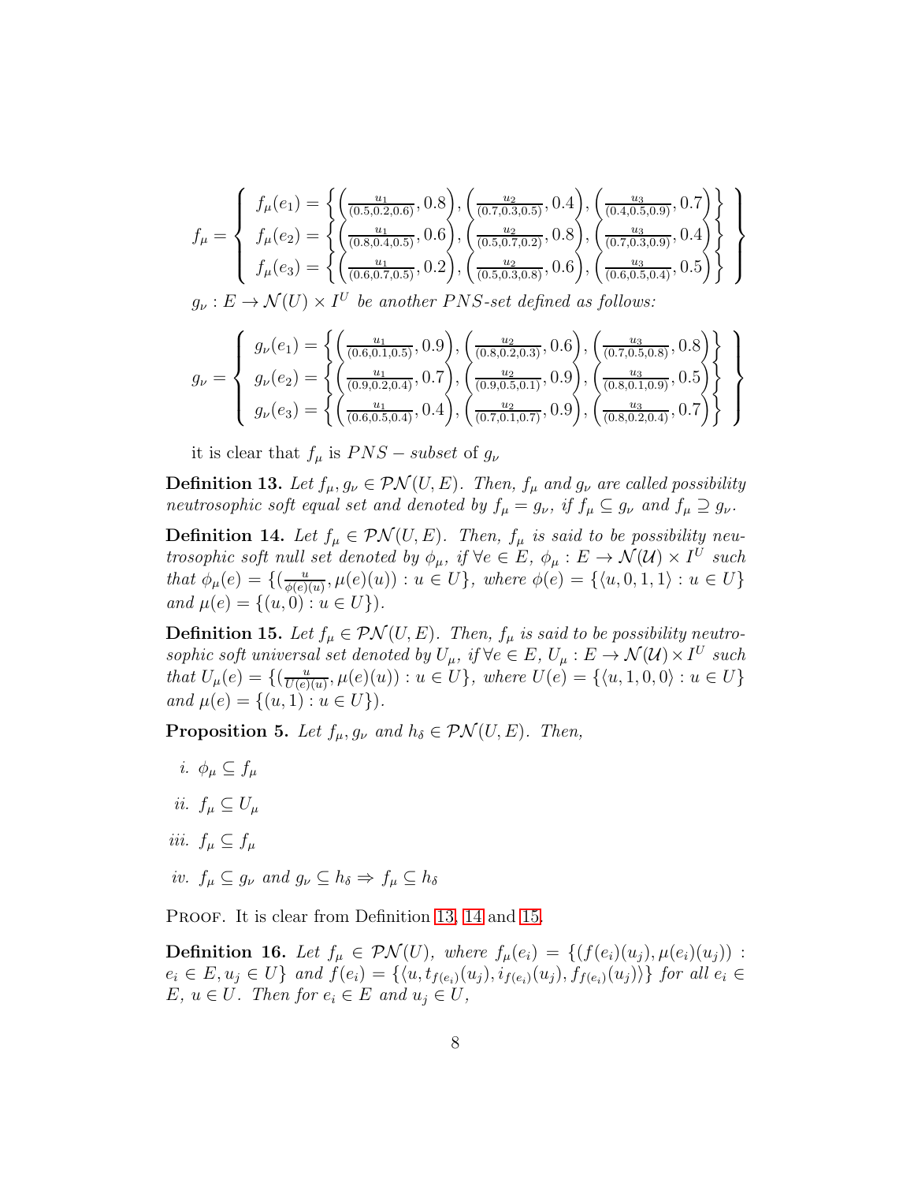$$f_\mu = \left\{ \begin{array}{l} f_\mu(e_1) = \left\{ \left( \frac{u_1}{(0.5,0.2,0.6)}, 0.8 \right), \left( \frac{u_2}{(0.7,0.3,0.5)}, 0.4 \right), \left( \frac{u_3}{(0.4,0.5,0.9)}, 0.7 \right) \right\} \\ f_\mu(e_2) = \left\{ \left( \frac{u_1}{(0.8,0.4,0.5)}, 0.6 \right), \left( \frac{u_2}{(0.5,0.7,0.2)}, 0.8 \right), \left( \frac{u_3}{(0.7,0.3,0.9)}, 0.4 \right) \right\} \\ f_\mu(e_3) = \left\{ \left( \frac{u_1}{(0.6,0.7,0.5)}, 0.2 \right), \left( \frac{u_2}{(0.5,0.3,0.8)}, 0.6 \right), \left( \frac{u_3}{(0.6,0.5,0.4)}, 0.5 \right) \right\} \end{array} \right\}$$

*$g_\nu : E \to \mathcal{N}(U) \times I^U$ be another PNS-set defined as follows:*

$$g_\nu = \left\{ \begin{array}{l} g_\nu(e_1) = \left\{ \left( \frac{u_1}{(0.6,0.1,0.5)}, 0.9 \right), \left( \frac{u_2}{(0.8,0.2,0.3)}, 0.6 \right), \left( \frac{u_3}{(0.7,0.5,0.8)}, 0.8 \right) \right\} \\ g_\nu(e_2) = \left\{ \left( \frac{u_1}{(0.9,0.2,0.4)}, 0.7 \right), \left( \frac{u_2}{(0.9,0.5,0.1)}, 0.9 \right), \left( \frac{u_3}{(0.8,0.1,0.9)}, 0.5 \right) \right\} \\ g_\nu(e_3) = \left\{ \left( \frac{u_1}{(0.6,0.5,0.4)}, 0.4 \right), \left( \frac{u_2}{(0.7,0.1,0.7)}, 0.9 \right), \left( \frac{u_3}{(0.8,0.2,0.4)}, 0.7 \right) \right\} \end{array} \right\}$$

it is clear that $f_\mu$ is $PNS-subset$ of $g_\nu$

**Definition 13.** *Let $f_\mu, g_\nu \in \mathcal{PN}(U, E)$. Then, $f_\mu$ and $g_\nu$ are called possibility neutrosophic soft equal set and denoted by $f_\mu = g_\nu$, if $f_\mu \subseteq g_\nu$ and $f_\mu \supseteq g_\nu$.*

**Definition 14.** *Let $f_\mu \in \mathcal{PN}(U, E)$. Then, $f_\mu$ is said to be possibility neutrosophic soft null set denoted by $\phi_\mu$, if $\forall e \in E$, $\phi_\mu : E \to \mathcal{N}(\mathcal{U}) \times I^U$ such that $\phi_\mu(e) = \{(\frac{u}{\phi(e)(u)}, \mu(e)(u)) : u \in U\}$, where $\phi(e) = \{\langle u, 0, 1, 1\rangle : u \in U\}$ and $\mu(e) = \{(u, 0) : u \in U\}$).*

**Definition 15.** *Let $f_\mu \in \mathcal{PN}(U, E)$. Then, $f_\mu$ is said to be possibility neutrosophic soft universal set denoted by $U_\mu$, if $\forall e \in E$, $U_\mu : E \to \mathcal{N}(\mathcal{U}) \times I^U$ such that $U_\mu(e) = \{(\frac{u}{U(e)(u)}, \mu(e)(u)) : u \in U\}$, where $U(e) = \{\langle u, 1, 0, 0\rangle : u \in U\}$ and $\mu(e) = \{(u, 1) : u \in U\}$).*

**Proposition 5.** *Let $f_\mu, g_\nu$ and $h_\delta \in \mathcal{PN}(U, E)$. Then,*

*i.* $\phi_\mu \subseteq f_\mu$

*ii.* $f_\mu \subseteq U_\mu$

*iii.* $f_\mu \subseteq f_\mu$

*iv.* $f_\mu \subseteq g_\nu$ and $g_\nu \subseteq h_\delta \Rightarrow f_\mu \subseteq h_\delta$

Proof. It is clear from Definition 13, 14 and 15.

**Definition 16.** *Let $f_\mu \in \mathcal{PN}(U)$, where $f_\mu(e_i) = \{(f(e_i)(u_j), \mu(e_i)(u_j)) : e_i \in E, u_j \in U\}$ and $f(e_i) = \{\langle u, t_{f(e_i)}(u_j), i_{f(e_i)}(u_j), f_{f(e_i)}(u_j)\rangle\}$ for all $e_i \in E$, $u \in U$. Then for $e_i \in E$ and $u_j \in U$,*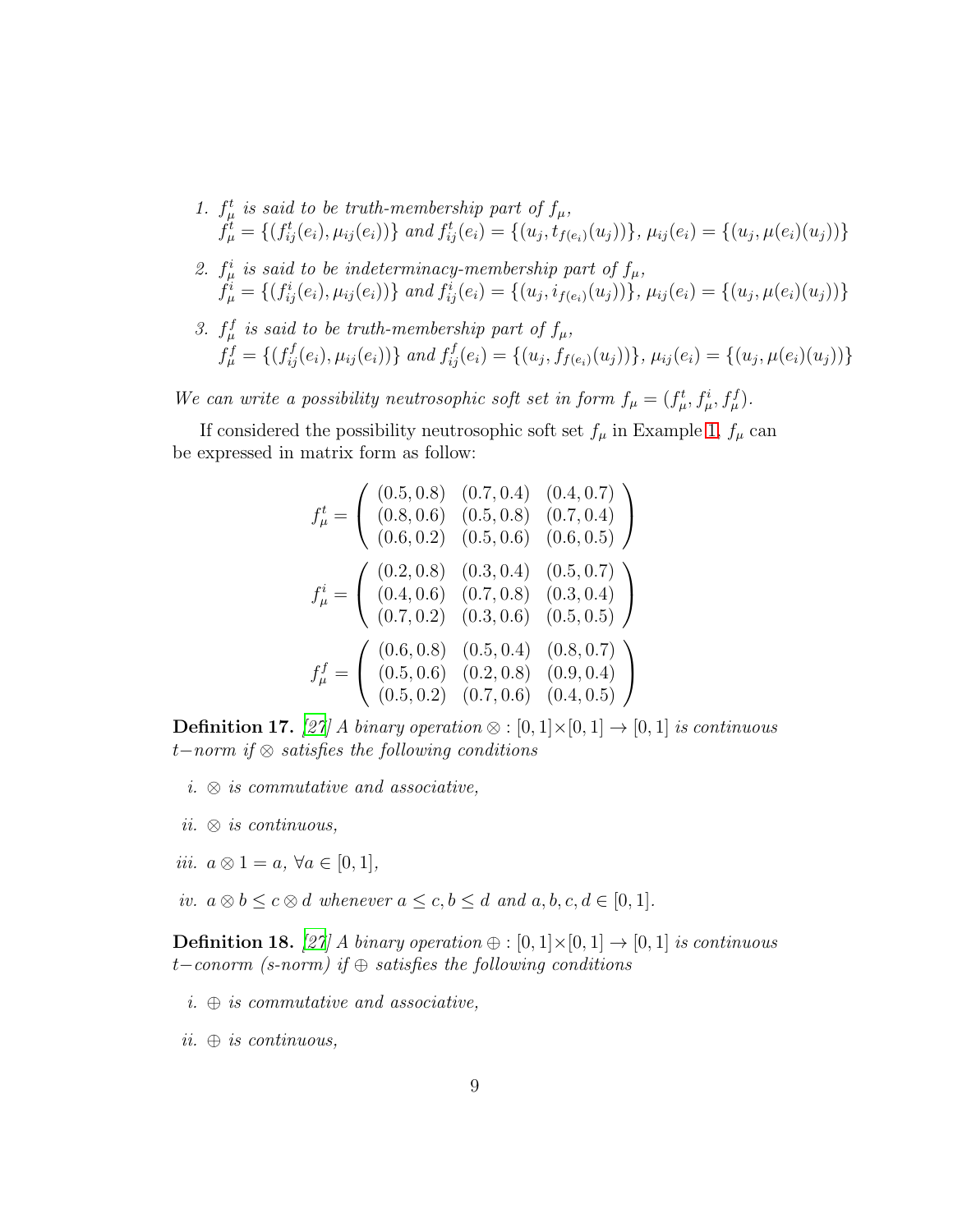1. $f^t_\mu$ *is said to be truth-membership part of* $f_\mu$,
   $f^t_\mu = \{(f^t_{ij}(e_i), \mu_{ij}(e_i))\}$ *and* $f^t_{ij}(e_i) = \{(u_j, t_{f(e_i)}(u_j))\}$, $\mu_{ij}(e_i) = \{(u_j, \mu(e_i)(u_j))\}$

2. $f^i_\mu$ *is said to be indeterminacy-membership part of* $f_\mu$,
   $f^i_\mu = \{(f^i_{ij}(e_i), \mu_{ij}(e_i))\}$ *and* $f^i_{ij}(e_i) = \{(u_j, i_{f(e_i)}(u_j))\}$, $\mu_{ij}(e_i) = \{(u_j, \mu(e_i)(u_j))\}$

3. $f^f_\mu$ *is said to be truth-membership part of* $f_\mu$,
   $f^f_\mu = \{(f^f_{ij}(e_i), \mu_{ij}(e_i))\}$ *and* $f^f_{ij}(e_i) = \{(u_j, f_{f(e_i)}(u_j))\}$, $\mu_{ij}(e_i) = \{(u_j, \mu(e_i)(u_j))\}$

*We can write a possibility neutrosophic soft set in form* $f_\mu = (f^t_\mu, f^i_\mu, f^f_\mu)$.

If considered the possibility neutrosophic soft set $f_\mu$ in Example 1, $f_\mu$ can be expressed in matrix form as follow:

$$f^t_\mu = \begin{pmatrix} (0.5, 0.8) & (0.7, 0.4) & (0.4, 0.7) \\ (0.8, 0.6) & (0.5, 0.8) & (0.7, 0.4) \\ (0.6, 0.2) & (0.5, 0.6) & (0.6, 0.5) \end{pmatrix}$$

$$f^i_\mu = \begin{pmatrix} (0.2, 0.8) & (0.3, 0.4) & (0.5, 0.7) \\ (0.4, 0.6) & (0.7, 0.8) & (0.3, 0.4) \\ (0.7, 0.2) & (0.3, 0.6) & (0.5, 0.5) \end{pmatrix}$$

$$f^f_\mu = \begin{pmatrix} (0.6, 0.8) & (0.5, 0.4) & (0.8, 0.7) \\ (0.5, 0.6) & (0.2, 0.8) & (0.9, 0.4) \\ (0.5, 0.2) & (0.7, 0.6) & (0.4, 0.5) \end{pmatrix}$$

**Definition 17.** *[27] A binary operation* $\otimes : [0,1]\times[0,1] \to [0,1]$ *is continuous* $t-$*norm if* $\otimes$ *satisfies the following conditions*

*i.* $\otimes$ *is commutative and associative,*

*ii.* $\otimes$ *is continuous,*

*iii.* $a \otimes 1 = a$, $\forall a \in [0,1]$,

*iv.* $a \otimes b \leq c \otimes d$ *whenever* $a \leq c, b \leq d$ *and* $a, b, c, d \in [0,1]$.

**Definition 18.** *[27] A binary operation* $\oplus : [0,1]\times[0,1] \to [0,1]$ *is continuous* $t-$*conorm (s-norm) if* $\oplus$ *satisfies the following conditions*

*i.* $\oplus$ *is commutative and associative,*

*ii.* $\oplus$ *is continuous,*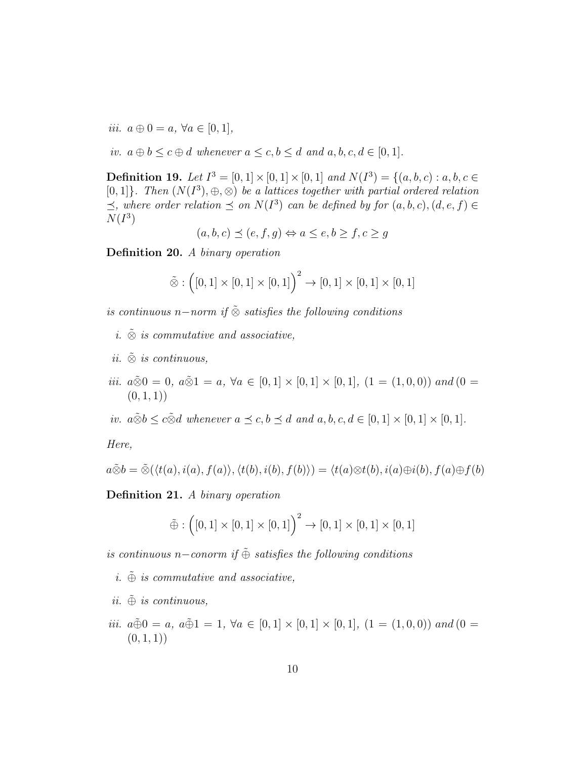*iii.* $a \oplus 0 = a$, $\forall a \in [0, 1]$,

*iv.* $a \oplus b \leq c \oplus d$ *whenever* $a \leq c, b \leq d$ *and* $a, b, c, d \in [0, 1]$.

**Definition 19.** *Let* $I^3 = [0, 1] \times [0, 1] \times [0, 1]$ *and* $N(I^3) = \{(a, b, c) : a, b, c \in [0, 1]\}$*. Then* $(N(I^3), \oplus, \otimes)$ *be a lattices together with partial ordered relation* $\preceq$*, where order relation* $\preceq$ *on* $N(I^3)$ *can be defined by for* $(a, b, c), (d, e, f) \in N(I^3)$

$$(a, b, c) \preceq (e, f, g) \Leftrightarrow a \leq e, b \geq f, c \geq g$$

**Definition 20.** *A binary operation*

$$\tilde{\otimes} : \Big([0, 1] \times [0, 1] \times [0, 1]\Big)^2 \rightarrow [0, 1] \times [0, 1] \times [0, 1]$$

*is continuous* $n-$*norm if* $\tilde{\otimes}$ *satisfies the following conditions*

*i.* $\tilde{\otimes}$ *is commutative and associative,*

*ii.* $\tilde{\otimes}$ *is continuous,*

*iii.* $a\tilde{\otimes}0 = 0$, $a\tilde{\otimes}1 = a$, $\forall a \in [0, 1] \times [0, 1] \times [0, 1]$, $(1 = (1, 0, 0))$ *and* $(0 = (0, 1, 1))$

*iv.* $a\tilde{\otimes}b \leq c\tilde{\otimes}d$ *whenever* $a \preceq c, b \preceq d$ *and* $a, b, c, d \in [0, 1] \times [0, 1] \times [0, 1]$.

*Here,*

$$a\tilde{\otimes}b = \tilde{\otimes}(\langle t(a), i(a), f(a)\rangle, \langle t(b), i(b), f(b)\rangle) = \langle t(a)\otimes t(b), i(a)\oplus i(b), f(a)\oplus f(b)$$

**Definition 21.** *A binary operation*

$$\tilde{\oplus} : \Big([0, 1] \times [0, 1] \times [0, 1]\Big)^2 \rightarrow [0, 1] \times [0, 1] \times [0, 1]$$

*is continuous* $n-$*conorm if* $\tilde{\oplus}$ *satisfies the following conditions*

*i.* $\tilde{\oplus}$ *is commutative and associative,*

*ii.* $\tilde{\oplus}$ *is continuous,*

*iii.* $a\tilde{\oplus}0 = a$, $a\tilde{\oplus}1 = 1$, $\forall a \in [0, 1] \times [0, 1] \times [0, 1]$, $(1 = (1, 0, 0))$ *and* $(0 = (0, 1, 1))$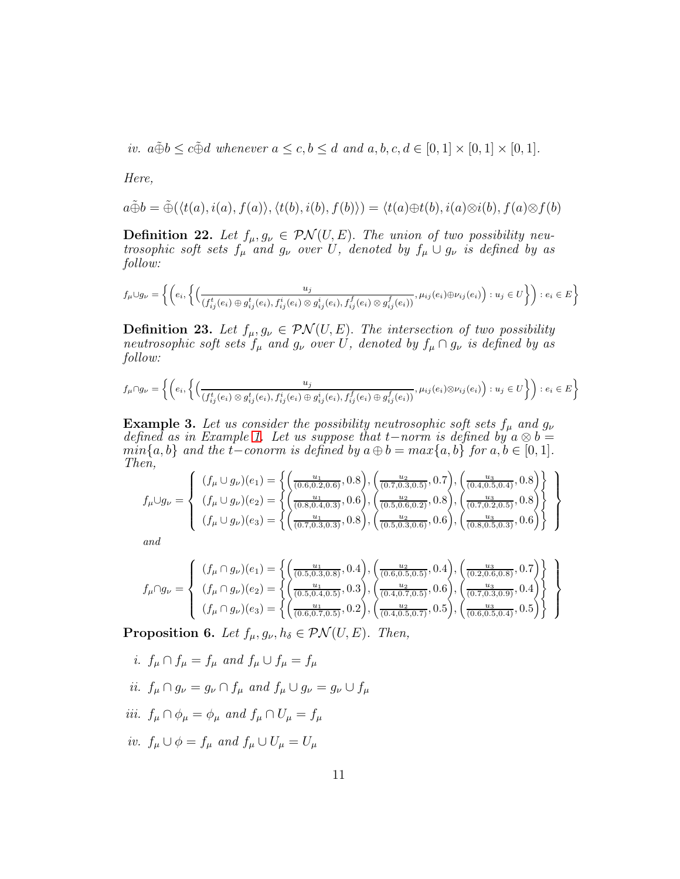*iv.* $a\tilde{\oplus}b \leq c\tilde{\oplus}d$ *whenever* $a \leq c, b \leq d$ *and* $a, b, c, d \in [0,1] \times [0,1] \times [0,1]$.

*Here,*

$$a\tilde{\oplus}b = \tilde{\oplus}(\langle t(a), i(a), f(a)\rangle, \langle t(b), i(b), f(b)\rangle) = \langle t(a)\oplus t(b), i(a)\otimes i(b), f(a)\otimes f(b)$$

**Definition 22.** *Let* $f_\mu, g_\nu \in \mathcal{PN}(U,E)$. *The union of two possibility neutrosophic soft sets* $f_\mu$ *and* $g_\nu$ *over* $U$, *denoted by* $f_\mu \cup g_\nu$ *is defined by as follow:*

$$f_\mu \cup g_\nu = \Big\{ \Big( e_i, \Big\{ \Big( \frac{u_j}{(f^t_{ij}(e_i) \oplus g^t_{ij}(e_i), f^i_{ij}(e_i) \otimes g^i_{ij}(e_i), f^f_{ij}(e_i) \otimes g^f_{ij}(e_i))}, \mu_{ij}(e_i) \oplus \nu_{ij}(e_i) \Big) : u_j \in U \Big\} \Big) : e_i \in E \Big\}$$

**Definition 23.** *Let* $f_\mu, g_\nu \in \mathcal{PN}(U,E)$. *The intersection of two possibility neutrosophic soft sets* $f_\mu$ *and* $g_\nu$ *over* $U$, *denoted by* $f_\mu \cap g_\nu$ *is defined by as follow:*

$$f_\mu \cap g_\nu = \Big\{ \Big( e_i, \Big\{ \Big( \frac{u_j}{(f^t_{ij}(e_i) \otimes g^t_{ij}(e_i), f^i_{ij}(e_i) \oplus g^i_{ij}(e_i), f^f_{ij}(e_i) \oplus g^f_{ij}(e_i))}, \mu_{ij}(e_i) \otimes \nu_{ij}(e_i) \Big) : u_j \in U \Big\} \Big) : e_i \in E \Big\}$$

**Example 3.** *Let us consider the possibility neutrosophic soft sets* $f_\mu$ *and* $g_\nu$ *defined as in Example 1. Let us suppose that* $t-$*norm is defined by* $a \otimes b = min\{a, b\}$ *and the* $t-$*conorm is defined by* $a \oplus b = max\{a, b\}$ *for* $a, b \in [0,1]$. *Then,*

$$f_\mu \cup g_\nu = \left\{ \begin{array}{l} (f_\mu \cup g_\nu)(e_1) = \Big\{ \Big( \frac{u_1}{(0.6,0.2,0.6)}, 0.8 \Big), \Big( \frac{u_2}{(0.7,0.3,0.5)}, 0.7 \Big), \Big( \frac{u_3}{(0.4,0.5,0.4)}, 0.8 \Big) \Big\} \\ (f_\mu \cup g_\nu)(e_2) = \Big\{ \Big( \frac{u_1}{(0.8,0.4,0.3)}, 0.6 \Big), \Big( \frac{u_2}{(0.5,0.6,0.2)}, 0.8 \Big), \Big( \frac{u_3}{(0.7,0.2,0.5)}, 0.8 \Big) \Big\} \\ (f_\mu \cup g_\nu)(e_3) = \Big\{ \Big( \frac{u_1}{(0.7,0.3,0.3)}, 0.8 \Big), \Big( \frac{u_2}{(0.5,0.3,0.6)}, 0.6 \Big), \Big( \frac{u_3}{(0.8,0.5,0.3)}, 0.6 \Big) \Big\} \end{array} \right\}$$

*and*

$$f_\mu \cap g_\nu = \left\{ \begin{array}{l} (f_\mu \cap g_\nu)(e_1) = \Big\{ \Big( \frac{u_1}{(0.5,0.3,0.8)}, 0.4 \Big), \Big( \frac{u_2}{(0.6,0.5,0.5)}, 0.4 \Big), \Big( \frac{u_3}{(0.2,0.6,0.8)}, 0.7 \Big) \Big\} \\ (f_\mu \cap g_\nu)(e_2) = \Big\{ \Big( \frac{u_1}{(0.5,0.4,0.5)}, 0.3 \Big), \Big( \frac{u_2}{(0.4,0.7,0.5)}, 0.6 \Big), \Big( \frac{u_3}{(0.7,0.3,0.9)}, 0.4 \Big) \Big\} \\ (f_\mu \cap g_\nu)(e_3) = \Big\{ \Big( \frac{u_1}{(0.6,0.7,0.5)}, 0.2 \Big), \Big( \frac{u_2}{(0.4,0.5,0.7)}, 0.5 \Big), \Big( \frac{u_3}{(0.6,0.5,0.4)}, 0.5 \Big) \Big\} \end{array} \right\}$$

**Proposition 6.** *Let* $f_\mu, g_\nu, h_\delta \in \mathcal{PN}(U,E)$. *Then,*

*i.* $f_\mu \cap f_\mu = f_\mu$ *and* $f_\mu \cup f_\mu = f_\mu$

*ii.* $f_\mu \cap g_\nu = g_\nu \cap f_\mu$ *and* $f_\mu \cup g_\nu = g_\nu \cup f_\mu$

*iii.* $f_\mu \cap \phi_\mu = \phi_\mu$ *and* $f_\mu \cap U_\mu = f_\mu$

*iv.* $f_\mu \cup \phi = f_\mu$ *and* $f_\mu \cup U_\mu = U_\mu$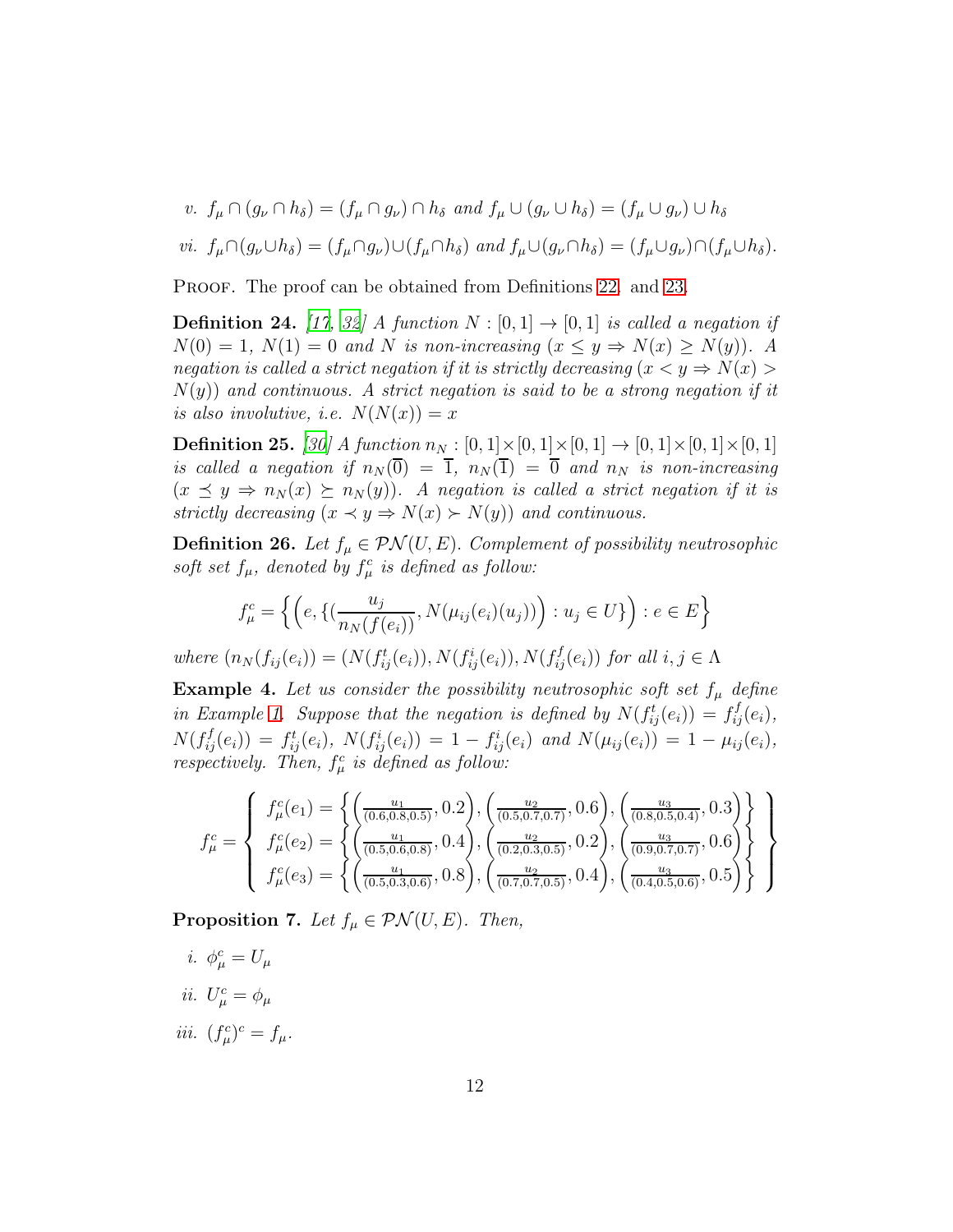*v.* $f_\mu \cap (g_\nu \cap h_\delta) = (f_\mu \cap g_\nu) \cap h_\delta$ *and* $f_\mu \cup (g_\nu \cup h_\delta) = (f_\mu \cup g_\nu) \cup h_\delta$

*vi.* $f_\mu \cap (g_\nu \cup h_\delta) = (f_\mu \cap g_\nu) \cup (f_\mu \cap h_\delta)$ *and* $f_\mu \cup (g_\nu \cap h_\delta) = (f_\mu \cup g_\nu) \cap (f_\mu \cup h_\delta)$.

Proof. The proof can be obtained from Definitions 22. and 23.

**Definition 24.** *[17, 32] A function* $N : [0,1] \to [0,1]$ *is called a negation if* $N(0) = 1$, $N(1) = 0$ *and* $N$ *is non-increasing* $(x \leq y \Rightarrow N(x) \geq N(y))$. *A negation is called a strict negation if it is strictly decreasing* $(x < y \Rightarrow N(x) > N(y))$ *and continuous. A strict negation is said to be a strong negation if it is also involutive, i.e.* $N(N(x)) = x$

**Definition 25.** *[30] A function* $n_N : [0,1]\times[0,1]\times[0,1] \to [0,1]\times[0,1]\times[0,1]$ *is called a negation if* $n_N(\overline{0}) = \overline{1}$, $n_N(\overline{1}) = \overline{0}$ *and* $n_N$ *is non-increasing* $(x \preceq y \Rightarrow n_N(x) \succeq n_N(y))$. *A negation is called a strict negation if it is strictly decreasing* $(x \prec y \Rightarrow N(x) \succ N(y))$ *and continuous.*

**Definition 26.** *Let* $f_\mu \in \mathcal{PN}(U,E)$. *Complement of possibility neutrosophic soft set* $f_\mu$, *denoted by* $f_\mu^c$ *is defined as follow:*

$$f_\mu^c = \Big\{ \Big(e, \{(\frac{u_j}{n_N(f(e_i))}, N(\mu_{ij}(e_i)(u_j))\Big) : u_j \in U\}\Big) : e \in E \Big\}$$

*where* $(n_N(f_{ij}(e_i)) = (N(f_{ij}^t(e_i)), N(f_{ij}^i(e_i)), N(f_{ij}^f(e_i))$ *for all* $i, j \in \Lambda$

**Example 4.** *Let us consider the possibility neutrosophic soft set* $f_\mu$ *define in Example 1. Suppose that the negation is defined by* $N(f_{ij}^t(e_i)) = f_{ij}^f(e_i)$, $N(f_{ij}^f(e_i)) = f_{ij}^t(e_i)$, $N(f_{ij}^i(e_i)) = 1 - f_{ij}^i(e_i)$ *and* $N(\mu_{ij}(e_i)) = 1 - \mu_{ij}(e_i)$, *respectively. Then,* $f_\mu^c$ *is defined as follow:*

$$f_\mu^c = \left\{ \begin{array}{l} f_\mu^c(e_1) = \left\{ \left(\frac{u_1}{(0.6,0.8,0.5)}, 0.2\right), \left(\frac{u_2}{(0.5,0.7,0.7)}, 0.6\right), \left(\frac{u_3}{(0.8,0.5,0.4)}, 0.3\right) \right\} \\ f_\mu^c(e_2) = \left\{ \left(\frac{u_1}{(0.5,0.6,0.8)}, 0.4\right), \left(\frac{u_2}{(0.2,0.3,0.5)}, 0.2\right), \left(\frac{u_3}{(0.9,0.7,0.7)}, 0.6\right) \right\} \\ f_\mu^c(e_3) = \left\{ \left(\frac{u_1}{(0.5,0.3,0.6)}, 0.8\right), \left(\frac{u_2}{(0.7,0.7,0.5)}, 0.4\right), \left(\frac{u_3}{(0.4,0.5,0.6)}, 0.5\right) \right\} \end{array} \right\}$$

**Proposition 7.** *Let* $f_\mu \in \mathcal{PN}(U,E)$. *Then,*

*i.* $\phi_\mu^c = U_\mu$

*ii.* $U_\mu^c = \phi_\mu$

*iii.* $(f_\mu^c)^c = f_\mu$.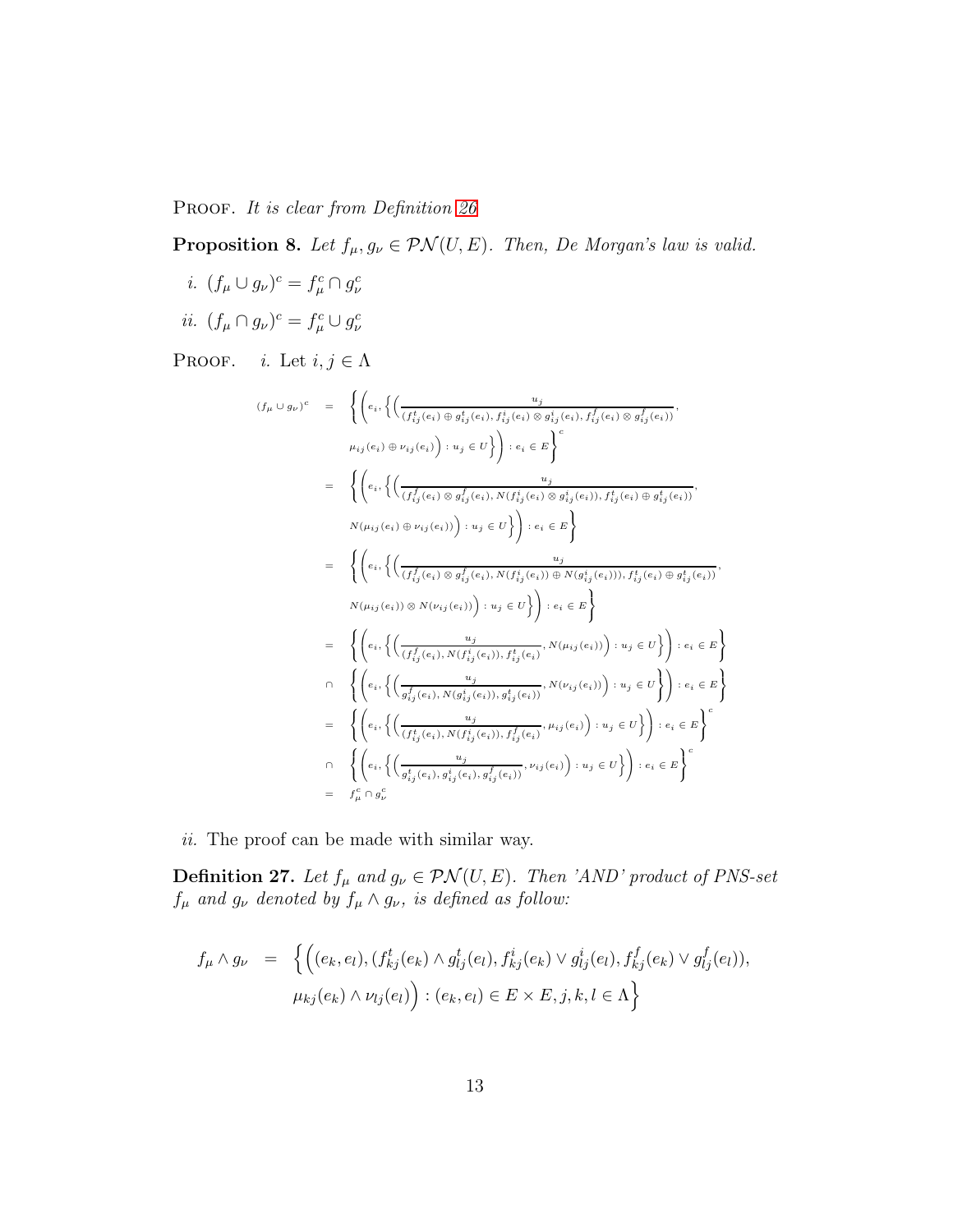PROOF. *It is clear from Definition 26*

**Proposition 8.** *Let $f_\mu, g_\nu \in \mathcal{PN}(U,E)$. Then, De Morgan's law is valid.*

*i.* $(f_\mu \cup g_\nu)^c = f_\mu^c \cap g_\nu^c$

*ii.* $(f_\mu \cap g_\nu)^c = f_\mu^c \cup g_\nu^c$

PROOF. *i.* Let $i,j \in \Lambda$

$$
\begin{aligned}
(f_\mu \cup g_\nu)^c &= \Bigg\{\Bigg(e_i, \Big\{\Big(\frac{u_j}{(f^t_{ij}(e_i)\oplus g^t_{ij}(e_i), f^i_{ij}(e_i)\otimes g^i_{ij}(e_i), f^f_{ij}(e_i)\otimes g^f_{ij}(e_i))},\\
&\quad \mu_{ij}(e_i)\oplus \nu_{ij}(e_i)\Big) : u_j \in U\Big\}\Bigg) : e_i \in E\Bigg\}^c\\
&= \Bigg\{\Bigg(e_i, \Big\{\Big(\frac{u_j}{(f^f_{ij}(e_i)\otimes g^f_{ij}(e_i), N(f^i_{ij}(e_i)\otimes g^i_{ij}(e_i)), f^t_{ij}(e_i)\oplus g^t_{ij}(e_i))},\\
&\quad N(\mu_{ij}(e_i)\oplus \nu_{ij}(e_i))\Big) : u_j \in U\Big\}\Bigg) : e_i \in E\Bigg\}\\
&= \Bigg\{\Bigg(e_i, \Big\{\Big(\frac{u_j}{(f^f_{ij}(e_i)\otimes g^f_{ij}(e_i), N(f^i_{ij}(e_i))\oplus N(g^i_{ij}(e_i))), f^t_{ij}(e_i)\oplus g^t_{ij}(e_i))},\\
&\quad N(\mu_{ij}(e_i))\otimes N(\nu_{ij}(e_i))\Big) : u_j \in U\Big\}\Bigg) : e_i \in E\Bigg\}\\
&= \Bigg\{\Bigg(e_i, \Big\{\Big(\frac{u_j}{(f^f_{ij}(e_i), N(f^i_{ij}(e_i)), f^t_{ij}(e_i)}, N(\mu_{ij}(e_i))\Big) : u_j \in U\Big\}\Bigg) : e_i \in E\Bigg\}\\
&\cap \Bigg\{\Bigg(e_i, \Big\{\Big(\frac{u_j}{g^f_{ij}(e_i), N(g^i_{ij}(e_i)), g^t_{ij}(e_i))}, N(\nu_{ij}(e_i))\Big) : u_j \in U\Big\}\Bigg) : e_i \in E\Bigg\}\\
&= \Bigg\{\Bigg(e_i, \Big\{\Big(\frac{u_j}{(f^t_{ij}(e_i), N(f^i_{ij}(e_i)), f^f_{ij}(e_i)}, \mu_{ij}(e_i)\Big) : u_j \in U\Big\}\Bigg) : e_i \in E\Bigg\}^c\\
&\cap \Bigg\{\Bigg(e_i, \Big\{\Big(\frac{u_j}{g^t_{ij}(e_i), g^i_{ij}(e_i), g^f_{ij}(e_i))}, \nu_{ij}(e_i)\Big) : u_j \in U\Big\}\Bigg) : e_i \in E\Bigg\}^c\\
&= f_\mu^c \cap g_\nu^c
\end{aligned}
$$

*ii.* The proof can be made with similar way.

**Definition 27.** *Let $f_\mu$ and $g_\nu \in \mathcal{PN}(U,E)$. Then 'AND' product of PNS-set $f_\mu$ and $g_\nu$ denoted by $f_\mu \wedge g_\nu$, is defined as follow:*

$$
\begin{aligned}
f_\mu \wedge g_\nu &= \Big\{\Big((e_k,e_l), (f^t_{kj}(e_k)\wedge g^t_{lj}(e_l), f^i_{kj}(e_k)\vee g^i_{lj}(e_l), f^f_{kj}(e_k)\vee g^f_{lj}(e_l)),\\
&\quad \mu_{kj}(e_k)\wedge \nu_{lj}(e_l)\Big) : (e_k,e_l) \in E\times E, j,k,l \in \Lambda\Big\}
\end{aligned}
$$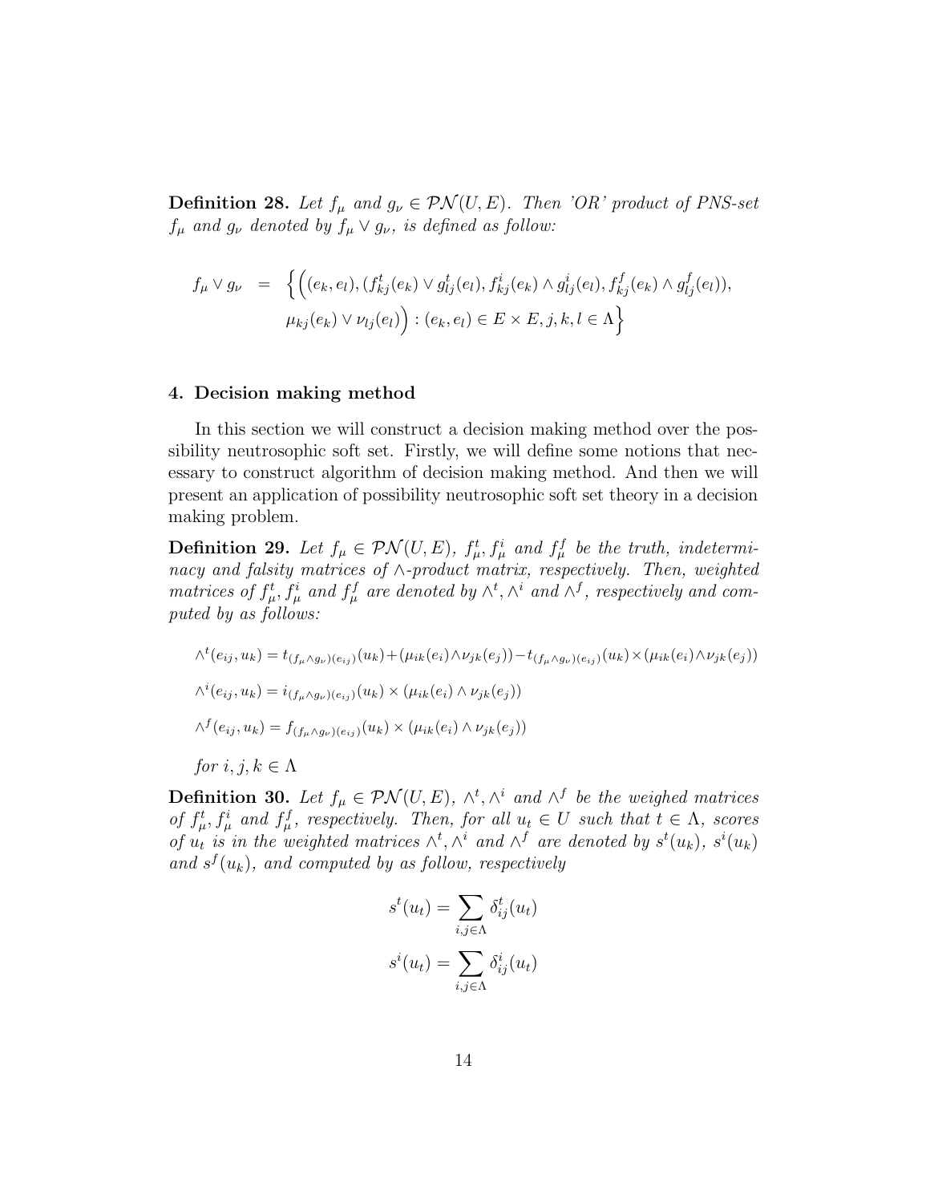**Definition 28.** *Let $f_\mu$ and $g_\nu \in \mathcal{PN}(U,E)$. Then 'OR' product of PNS-set $f_\mu$ and $g_\nu$ denoted by $f_\mu \vee g_\nu$, is defined as follow:*

$$f_\mu \vee g_\nu \;=\; \Big\{\Big((e_k, e_l), (f^t_{kj}(e_k) \vee g^t_{lj}(e_l), f^i_{kj}(e_k) \wedge g^i_{lj}(e_l), f^f_{kj}(e_k) \wedge g^f_{lj}(e_l)), \mu_{kj}(e_k) \vee \nu_{lj}(e_l)\Big) : (e_k, e_l) \in E \times E, j, k, l \in \Lambda\Big\}$$

## 4. Decision making method

In this section we will construct a decision making method over the possibility neutrosophic soft set. Firstly, we will define some notions that necessary to construct algorithm of decision making method. And then we will present an application of possibility neutrosophic soft set theory in a decision making problem.

**Definition 29.** *Let $f_\mu \in \mathcal{PN}(U,E)$, $f^t_\mu, f^i_\mu$ and $f^f_\mu$ be the truth, indeterminacy and falsity matrices of $\wedge$-product matrix, respectively. Then, weighted matrices of $f^t_\mu, f^i_\mu$ and $f^f_\mu$ are denoted by $\wedge^t, \wedge^i$ and $\wedge^f$, respectively and computed by as follows:*

$$\wedge^t(e_{ij}, u_k) = t_{(f_\mu \wedge g_\nu)(e_{ij})}(u_k) + (\mu_{ik}(e_i) \wedge \nu_{jk}(e_j)) - t_{(f_\mu \wedge g_\nu)(e_{ij})}(u_k) \times (\mu_{ik}(e_i) \wedge \nu_{jk}(e_j))$$

$$\wedge^i(e_{ij}, u_k) = i_{(f_\mu \wedge g_\nu)(e_{ij})}(u_k) \times (\mu_{ik}(e_i) \wedge \nu_{jk}(e_j))$$

$$\wedge^f(e_{ij}, u_k) = f_{(f_\mu \wedge g_\nu)(e_{ij})}(u_k) \times (\mu_{ik}(e_i) \wedge \nu_{jk}(e_j))$$

*for $i, j, k \in \Lambda$*

**Definition 30.** *Let $f_\mu \in \mathcal{PN}(U,E)$, $\wedge^t, \wedge^i$ and $\wedge^f$ be the weighed matrices of $f^t_\mu, f^i_\mu$ and $f^f_\mu$, respectively. Then, for all $u_t \in U$ such that $t \in \Lambda$, scores of $u_t$ is in the weighted matrices $\wedge^t, \wedge^i$ and $\wedge^f$ are denoted by $s^t(u_k)$, $s^i(u_k)$ and $s^f(u_k)$, and computed by as follow, respectively*

$$s^t(u_t) = \sum_{i,j \in \Lambda} \delta^t_{ij}(u_t)$$

$$s^i(u_t) = \sum_{i,j \in \Lambda} \delta^i_{ij}(u_t)$$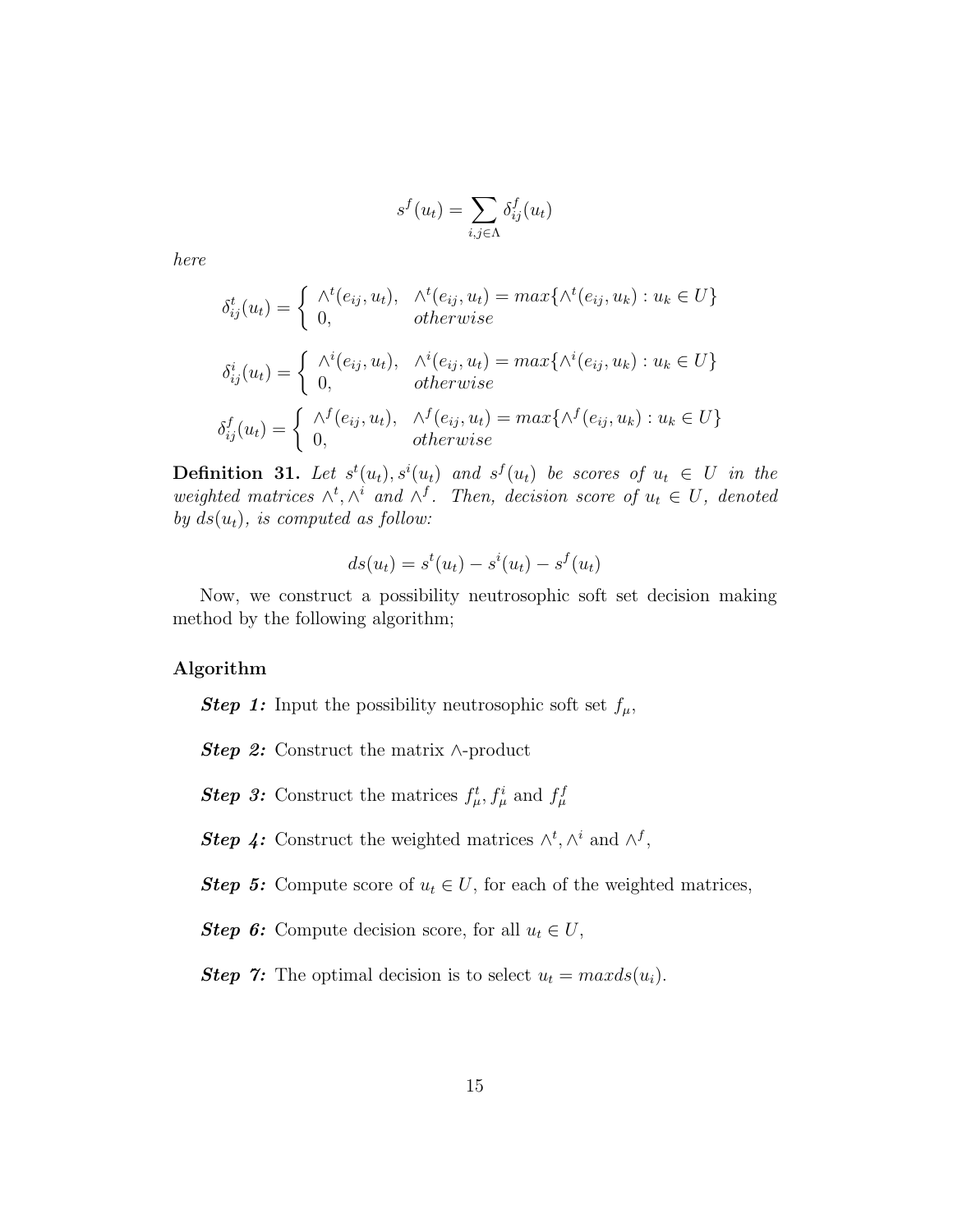$$s^f(u_t) = \sum_{i,j \in \Lambda} \delta^f_{ij}(u_t)$$

*here*

$$\delta^t_{ij}(u_t) = \begin{cases} \wedge^t(e_{ij}, u_t), & \wedge^t(e_{ij}, u_t) = max\{\wedge^t(e_{ij}, u_k) : u_k \in U\} \\ 0, & otherwise \end{cases}$$

$$\delta^i_{ij}(u_t) = \begin{cases} \wedge^i(e_{ij}, u_t), & \wedge^i(e_{ij}, u_t) = max\{\wedge^i(e_{ij}, u_k) : u_k \in U\} \\ 0, & otherwise \end{cases}$$

$$\delta^f_{ij}(u_t) = \begin{cases} \wedge^f(e_{ij}, u_t), & \wedge^f(e_{ij}, u_t) = max\{\wedge^f(e_{ij}, u_k) : u_k \in U\} \\ 0, & otherwise \end{cases}$$

**Definition 31.** *Let $s^t(u_t), s^i(u_t)$ and $s^f(u_t)$ be scores of $u_t \in U$ in the weighted matrices $\wedge^t, \wedge^i$ and $\wedge^f$. Then, decision score of $u_t \in U$, denoted by $ds(u_t)$, is computed as follow:*

$$ds(u_t) = s^t(u_t) - s^i(u_t) - s^f(u_t)$$

Now, we construct a possibility neutrosophic soft set decision making method by the following algorithm;

**Algorithm**

***Step 1:*** Input the possibility neutrosophic soft set $f_\mu$,

***Step 2:*** Construct the matrix $\wedge$-product

***Step 3:*** Construct the matrices $f^t_\mu, f^i_\mu$ and $f^f_\mu$

***Step 4:*** Construct the weighted matrices $\wedge^t, \wedge^i$ and $\wedge^f$,

***Step 5:*** Compute score of $u_t \in U$, for each of the weighted matrices,

***Step 6:*** Compute decision score, for all $u_t \in U$,

***Step 7:*** The optimal decision is to select $u_t = maxds(u_i)$.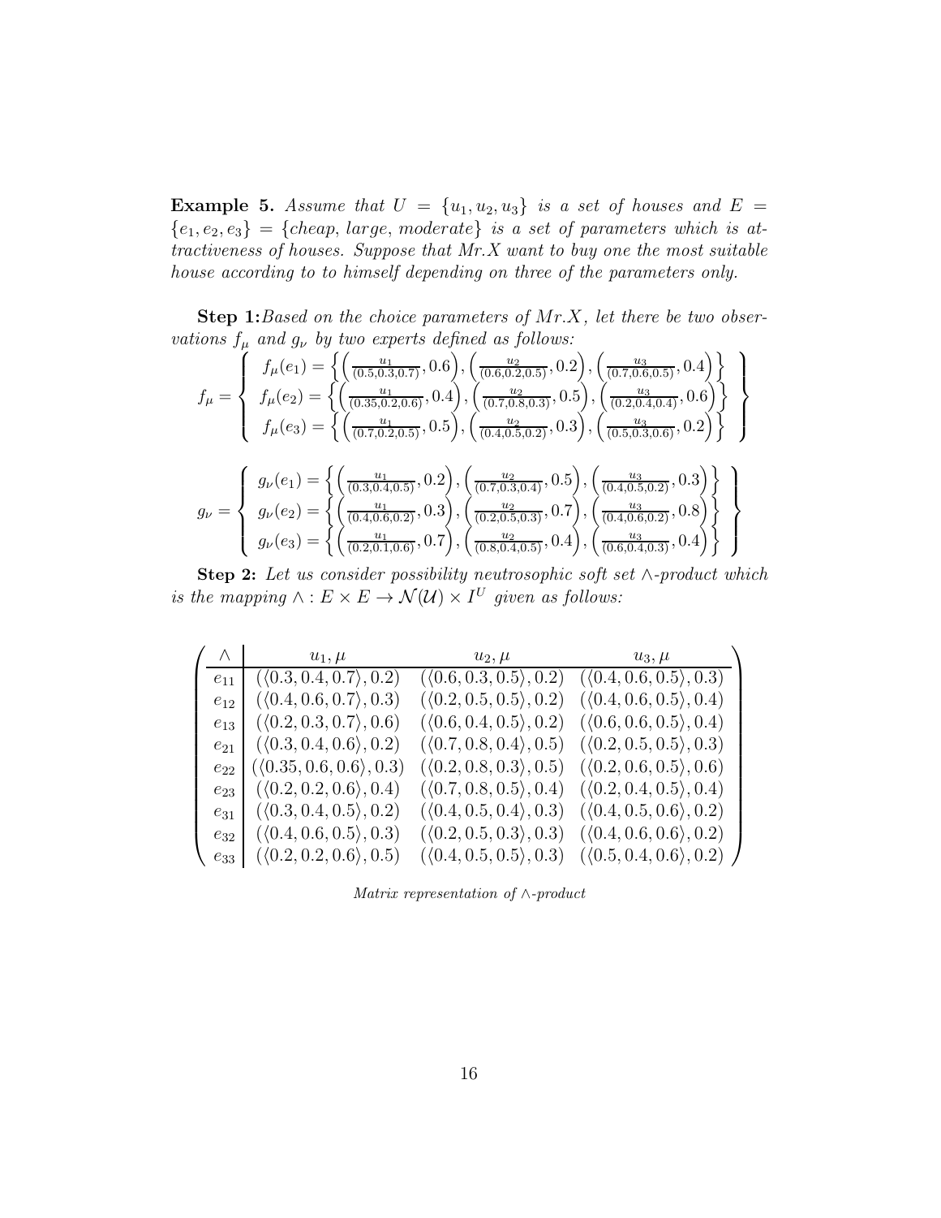**Example 5.** *Assume that $U = \{u_1, u_2, u_3\}$ is a set of houses and $E = \{e_1, e_2, e_3\} = \{cheap, large, moderate\}$ is a set of parameters which is attractiveness of houses. Suppose that Mr.X want to buy one the most suitable house according to to himself depending on three of the parameters only.*

**Step 1:** *Based on the choice parameters of Mr.X, let there be two observations $f_\mu$ and $g_\nu$ by two experts defined as follows:*

$$f_\mu = \left\{ \begin{array}{l} f_\mu(e_1) = \left\{ \left( \frac{u_1}{(0.5,0.3,0.7)}, 0.6 \right), \left( \frac{u_2}{(0.6,0.2,0.5)}, 0.2 \right), \left( \frac{u_3}{(0.7,0.6,0.5)}, 0.4 \right) \right\} \\ f_\mu(e_2) = \left\{ \left( \frac{u_1}{(0.35,0.2,0.6)}, 0.4 \right), \left( \frac{u_2}{(0.7,0.8,0.3)}, 0.5 \right), \left( \frac{u_3}{(0.2,0.4,0.4)}, 0.6 \right) \right\} \\ f_\mu(e_3) = \left\{ \left( \frac{u_1}{(0.7,0.2,0.5)}, 0.5 \right), \left( \frac{u_2}{(0.4,0.5,0.2)}, 0.3 \right), \left( \frac{u_3}{(0.5,0.3,0.6)}, 0.2 \right) \right\} \end{array} \right\}$$

$$g_\nu = \left\{ \begin{array}{l} g_\nu(e_1) = \left\{ \left( \frac{u_1}{(0.3,0.4,0.5)}, 0.2 \right), \left( \frac{u_2}{(0.7,0.3,0.4)}, 0.5 \right), \left( \frac{u_3}{(0.4,0.5,0.2)}, 0.3 \right) \right\} \\ g_\nu(e_2) = \left\{ \left( \frac{u_1}{(0.4,0.6,0.2)}, 0.3 \right), \left( \frac{u_2}{(0.2,0.5,0.3)}, 0.7 \right), \left( \frac{u_3}{(0.4,0.6,0.2)}, 0.8 \right) \right\} \\ g_\nu(e_3) = \left\{ \left( \frac{u_1}{(0.2,0.1,0.6)}, 0.7 \right), \left( \frac{u_2}{(0.8,0.4,0.5)}, 0.4 \right), \left( \frac{u_3}{(0.6,0.4,0.3)}, 0.4 \right) \right\} \end{array} \right\}$$

**Step 2:** *Let us consider possibility neutrosophic soft set $\wedge$-product which is the mapping $\wedge : E \times E \to \mathcal{N}(\mathcal{U}) \times I^U$ given as follows:*

| $\wedge$ | $u_1, \mu$ | $u_2, \mu$ | $u_3, \mu$ |
|---|---|---|---|
| $e_{11}$ | $(\langle 0.3, 0.4, 0.7\rangle, 0.2)$ | $(\langle 0.6, 0.3, 0.5\rangle, 0.2)$ | $(\langle 0.4, 0.6, 0.5\rangle, 0.3)$ |
| $e_{12}$ | $(\langle 0.4, 0.6, 0.7\rangle, 0.3)$ | $(\langle 0.2, 0.5, 0.5\rangle, 0.2)$ | $(\langle 0.4, 0.6, 0.5\rangle, 0.4)$ |
| $e_{13}$ | $(\langle 0.2, 0.3, 0.7\rangle, 0.6)$ | $(\langle 0.6, 0.4, 0.5\rangle, 0.2)$ | $(\langle 0.6, 0.6, 0.5\rangle, 0.4)$ |
| $e_{21}$ | $(\langle 0.3, 0.4, 0.6\rangle, 0.2)$ | $(\langle 0.7, 0.8, 0.4\rangle, 0.5)$ | $(\langle 0.2, 0.5, 0.5\rangle, 0.3)$ |
| $e_{22}$ | $(\langle 0.35, 0.6, 0.6\rangle, 0.3)$ | $(\langle 0.2, 0.8, 0.3\rangle, 0.5)$ | $(\langle 0.2, 0.6, 0.5\rangle, 0.6)$ |
| $e_{23}$ | $(\langle 0.2, 0.2, 0.6\rangle, 0.4)$ | $(\langle 0.7, 0.8, 0.5\rangle, 0.4)$ | $(\langle 0.2, 0.4, 0.5\rangle, 0.4)$ |
| $e_{31}$ | $(\langle 0.3, 0.4, 0.5\rangle, 0.2)$ | $(\langle 0.4, 0.5, 0.4\rangle, 0.3)$ | $(\langle 0.4, 0.5, 0.6\rangle, 0.2)$ |
| $e_{32}$ | $(\langle 0.4, 0.6, 0.5\rangle, 0.3)$ | $(\langle 0.2, 0.5, 0.3\rangle, 0.3)$ | $(\langle 0.4, 0.6, 0.6\rangle, 0.2)$ |
| $e_{33}$ | $(\langle 0.2, 0.2, 0.6\rangle, 0.5)$ | $(\langle 0.4, 0.5, 0.5\rangle, 0.3)$ | $(\langle 0.5, 0.4, 0.6\rangle, 0.2)$ |

*Matrix representation of $\wedge$-product*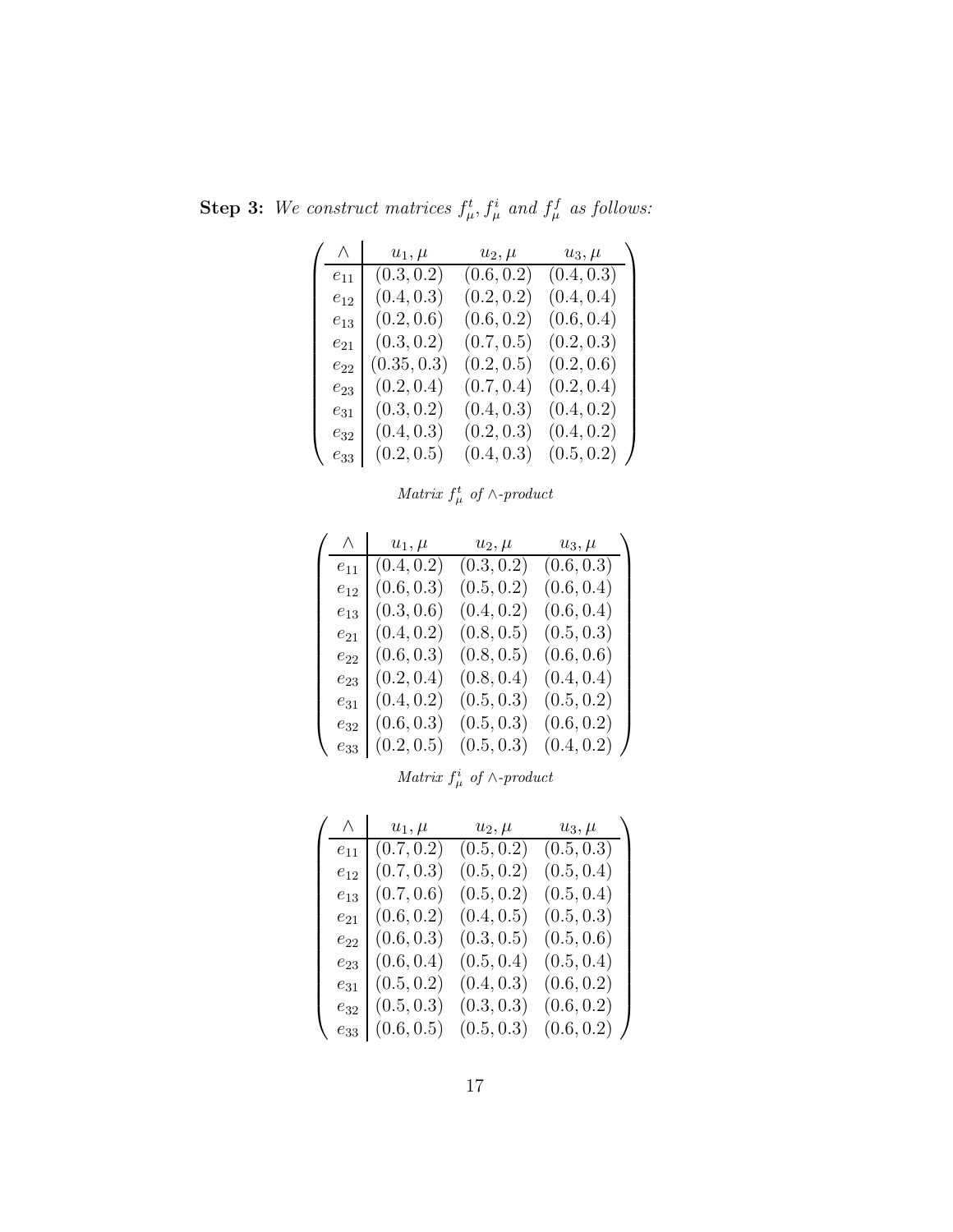**Step 3:** *We construct matrices $f^t_\mu, f^i_\mu$ and $f^f_\mu$ as follows:*

| $\wedge$ | $u_1, \mu$ | $u_2, \mu$ | $u_3, \mu$ |
|---|---|---|---|
| $e_{11}$ | $(0.3, 0.2)$ | $(0.6, 0.2)$ | $(0.4, 0.3)$ |
| $e_{12}$ | $(0.4, 0.3)$ | $(0.2, 0.2)$ | $(0.4, 0.4)$ |
| $e_{13}$ | $(0.2, 0.6)$ | $(0.6, 0.2)$ | $(0.6, 0.4)$ |
| $e_{21}$ | $(0.3, 0.2)$ | $(0.7, 0.5)$ | $(0.2, 0.3)$ |
| $e_{22}$ | $(0.35, 0.3)$ | $(0.2, 0.5)$ | $(0.2, 0.6)$ |
| $e_{23}$ | $(0.2, 0.4)$ | $(0.7, 0.4)$ | $(0.2, 0.4)$ |
| $e_{31}$ | $(0.3, 0.2)$ | $(0.4, 0.3)$ | $(0.4, 0.2)$ |
| $e_{32}$ | $(0.4, 0.3)$ | $(0.2, 0.3)$ | $(0.4, 0.2)$ |
| $e_{33}$ | $(0.2, 0.5)$ | $(0.4, 0.3)$ | $(0.5, 0.2)$ |

*Matrix $f^t_\mu$ of $\wedge$-product*

| $\wedge$ | $u_1, \mu$ | $u_2, \mu$ | $u_3, \mu$ |
|---|---|---|---|
| $e_{11}$ | $(0.4, 0.2)$ | $(0.3, 0.2)$ | $(0.6, 0.3)$ |
| $e_{12}$ | $(0.6, 0.3)$ | $(0.5, 0.2)$ | $(0.6, 0.4)$ |
| $e_{13}$ | $(0.3, 0.6)$ | $(0.4, 0.2)$ | $(0.6, 0.4)$ |
| $e_{21}$ | $(0.4, 0.2)$ | $(0.8, 0.5)$ | $(0.5, 0.3)$ |
| $e_{22}$ | $(0.6, 0.3)$ | $(0.8, 0.5)$ | $(0.6, 0.6)$ |
| $e_{23}$ | $(0.2, 0.4)$ | $(0.8, 0.4)$ | $(0.4, 0.4)$ |
| $e_{31}$ | $(0.4, 0.2)$ | $(0.5, 0.3)$ | $(0.5, 0.2)$ |
| $e_{32}$ | $(0.6, 0.3)$ | $(0.5, 0.3)$ | $(0.6, 0.2)$ |
| $e_{33}$ | $(0.2, 0.5)$ | $(0.5, 0.3)$ | $(0.4, 0.2)$ |

*Matrix $f^i_\mu$ of $\wedge$-product*

| $\wedge$ | $u_1, \mu$ | $u_2, \mu$ | $u_3, \mu$ |
|---|---|---|---|
| $e_{11}$ | $(0.7, 0.2)$ | $(0.5, 0.2)$ | $(0.5, 0.3)$ |
| $e_{12}$ | $(0.7, 0.3)$ | $(0.5, 0.2)$ | $(0.5, 0.4)$ |
| $e_{13}$ | $(0.7, 0.6)$ | $(0.5, 0.2)$ | $(0.5, 0.4)$ |
| $e_{21}$ | $(0.6, 0.2)$ | $(0.4, 0.5)$ | $(0.5, 0.3)$ |
| $e_{22}$ | $(0.6, 0.3)$ | $(0.3, 0.5)$ | $(0.5, 0.6)$ |
| $e_{23}$ | $(0.6, 0.4)$ | $(0.5, 0.4)$ | $(0.5, 0.4)$ |
| $e_{31}$ | $(0.5, 0.2)$ | $(0.4, 0.3)$ | $(0.6, 0.2)$ |
| $e_{32}$ | $(0.5, 0.3)$ | $(0.3, 0.3)$ | $(0.6, 0.2)$ |
| $e_{33}$ | $(0.6, 0.5)$ | $(0.5, 0.3)$ | $(0.6, 0.2)$ |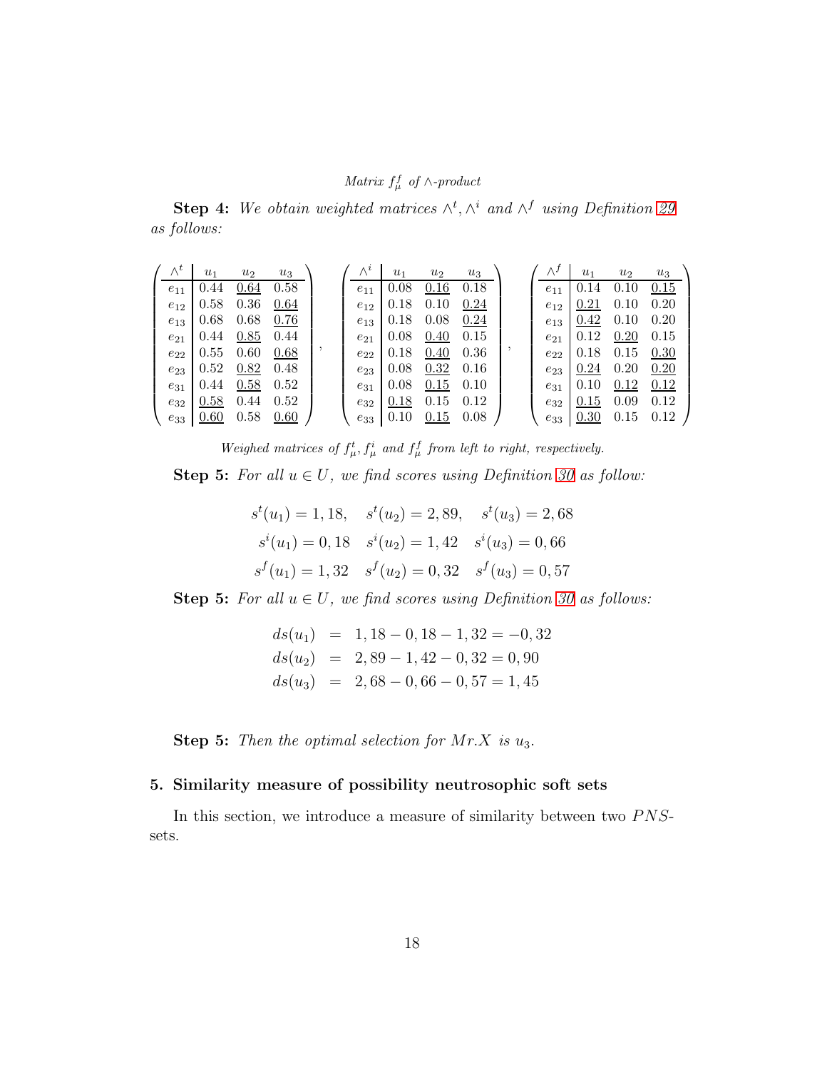*Matrix $f_\mu^f$ of $\wedge$-product*

**Step 4:** *We obtain weighted matrices $\wedge^t, \wedge^i$ and $\wedge^f$ using Definition 29 as follows:*

| $\wedge^t$ | $u_1$ | $u_2$ | $u_3$ |
|---|---|---|---|
| $e_{11}$ | 0.44 | <u>0.64</u> | 0.58 |
| $e_{12}$ | 0.58 | 0.36 | <u>0.64</u> |
| $e_{13}$ | 0.68 | 0.68 | <u>0.76</u> |
| $e_{21}$ | 0.44 | <u>0.85</u> | 0.44 |
| $e_{22}$ | 0.55 | 0.60 | <u>0.68</u> |
| $e_{23}$ | 0.52 | <u>0.82</u> | 0.48 |
| $e_{31}$ | 0.44 | <u>0.58</u> | 0.52 |
| $e_{32}$ | <u>0.58</u> | 0.44 | 0.52 |
| $e_{33}$ | <u>0.60</u> | 0.58 | <u>0.60</u> |

| $\wedge^i$ | $u_1$ | $u_2$ | $u_3$ |
|---|---|---|---|
| $e_{11}$ | 0.08 | <u>0.16</u> | 0.18 |
| $e_{12}$ | 0.18 | 0.10 | <u>0.24</u> |
| $e_{13}$ | 0.18 | 0.08 | <u>0.24</u> |
| $e_{21}$ | 0.08 | <u>0.40</u> | 0.15 |
| $e_{22}$ | 0.18 | <u>0.40</u> | 0.36 |
| $e_{23}$ | 0.08 | <u>0.32</u> | 0.16 |
| $e_{31}$ | 0.08 | <u>0.15</u> | 0.10 |
| $e_{32}$ | <u>0.18</u> | 0.15 | 0.12 |
| $e_{33}$ | 0.10 | <u>0.15</u> | 0.08 |

| $\wedge^f$ | $u_1$ | $u_2$ | $u_3$ |
|---|---|---|---|
| $e_{11}$ | 0.14 | 0.10 | <u>0.15</u> |
| $e_{12}$ | <u>0.21</u> | 0.10 | 0.20 |
| $e_{13}$ | <u>0.42</u> | 0.10 | 0.20 |
| $e_{21}$ | 0.12 | <u>0.20</u> | 0.15 |
| $e_{22}$ | 0.18 | 0.15 | <u>0.30</u> |
| $e_{23}$ | <u>0.24</u> | 0.20 | <u>0.20</u> |
| $e_{31}$ | 0.10 | <u>0.12</u> | <u>0.12</u> |
| $e_{32}$ | <u>0.15</u> | 0.09 | 0.12 |
| $e_{33}$ | <u>0.30</u> | 0.15 | 0.12 |

*Weighed matrices of $f_\mu^t, f_\mu^i$ and $f_\mu^f$ from left to right, respectively.*

**Step 5:** *For all $u \in U$, we find scores using Definition 30 as follow:*

$$s^t(u_1) = 1,18, \quad s^t(u_2) = 2,89, \quad s^t(u_3) = 2,68$$
$$s^i(u_1) = 0,18 \quad s^i(u_2) = 1,42 \quad s^i(u_3) = 0,66$$
$$s^f(u_1) = 1,32 \quad s^f(u_2) = 0,32 \quad s^f(u_3) = 0,57$$

**Step 5:** *For all $u \in U$, we find scores using Definition 30 as follows:*

$$\begin{aligned} ds(u_1) &= 1,18 - 0,18 - 1,32 = -0,32 \\ ds(u_2) &= 2,89 - 1,42 - 0,32 = 0,90 \\ ds(u_3) &= 2,68 - 0,66 - 0,57 = 1,45 \end{aligned}$$

**Step 5:** *Then the optimal selection for $Mr.X$ is $u_3$.*

## 5. Similarity measure of possibility neutrosophic soft sets

In this section, we introduce a measure of similarity between two $PNS$-sets.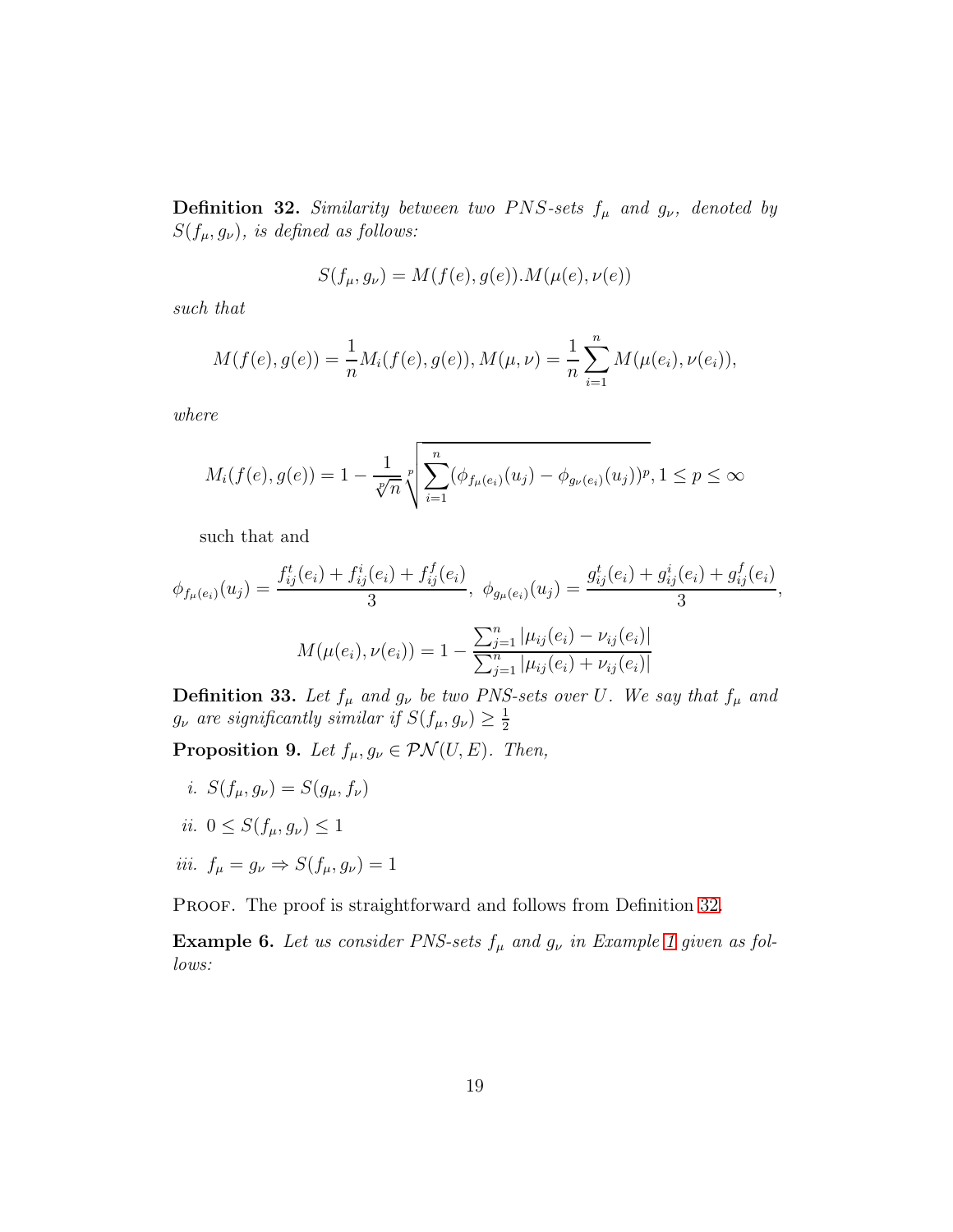**Definition 32.** *Similarity between two PNS-sets $f_\mu$ and $g_\nu$, denoted by $S(f_\mu, g_\nu)$, is defined as follows:*

$$S(f_\mu, g_\nu) = M(f(e), g(e)).M(\mu(e), \nu(e))$$

*such that*

$$M(f(e), g(e)) = \frac{1}{n} M_i(f(e), g(e)), M(\mu, \nu) = \frac{1}{n} \sum_{i=1}^{n} M(\mu(e_i), \nu(e_i)),$$

*where*

$$M_i(f(e), g(e)) = 1 - \frac{1}{\sqrt[p]{n}} \sqrt[p]{\sum_{i=1}^{n} (\phi_{f_{\mu}(e_i)}(u_j) - \phi_{g_{\nu}(e_i)}(u_j))^p}, 1 \leq p \leq \infty$$

such that and

$$\phi_{f_{\mu}(e_i)}(u_j) = \frac{f_{ij}^t(e_i) + f_{ij}^i(e_i) + f_{ij}^f(e_i)}{3}, \ \phi_{g_{\mu}(e_i)}(u_j) = \frac{g_{ij}^t(e_i) + g_{ij}^i(e_i) + g_{ij}^f(e_i)}{3},$$

$$M(\mu(e_i), \nu(e_i)) = 1 - \frac{\sum_{j=1}^{n} |\mu_{ij}(e_i) - \nu_{ij}(e_i)|}{\sum_{j=1}^{n} |\mu_{ij}(e_i) + \nu_{ij}(e_i)|}$$

**Definition 33.** *Let $f_\mu$ and $g_\nu$ be two PNS-sets over $U$. We say that $f_\mu$ and $g_\nu$ are significantly similar if $S(f_\mu, g_\nu) \geq \frac{1}{2}$*

**Proposition 9.** *Let $f_\mu, g_\nu \in \mathcal{PN}(U, E)$. Then,*

*i.* $S(f_\mu, g_\nu) = S(g_\mu, f_\nu)$

*ii.* $0 \leq S(f_\mu, g_\nu) \leq 1$

*iii.* $f_\mu = g_\nu \Rightarrow S(f_\mu, g_\nu) = 1$

Proof. The proof is straightforward and follows from Definition 32.

**Example 6.** *Let us consider PNS-sets $f_\mu$ and $g_\nu$ in Example 1 given as follows:*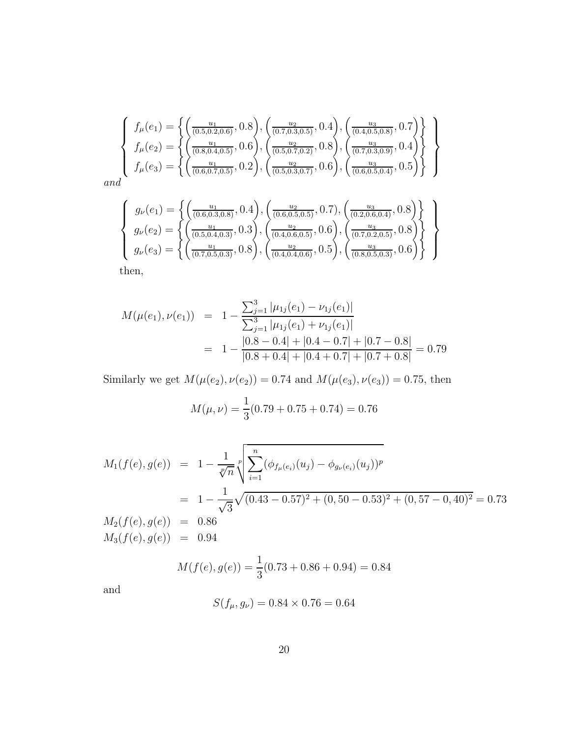$$\left\{ \begin{array}{l} f_\mu(e_1) = \left\{ \left( \frac{u_1}{(0.5,0.2,0.6)}, 0.8 \right), \left( \frac{u_2}{(0.7,0.3,0.5)}, 0.4 \right), \left( \frac{u_3}{(0.4,0.5,0.8)}, 0.7 \right) \right\} \\ f_\mu(e_2) = \left\{ \left( \frac{u_1}{(0.8,0.4,0.5)}, 0.6 \right), \left( \frac{u_2}{(0.5,0.7,0.2)}, 0.8 \right), \left( \frac{u_3}{(0.7,0.3,0.9)}, 0.4 \right) \right\} \\ f_\mu(e_3) = \left\{ \left( \frac{u_1}{(0.6,0.7,0.5)}, 0.2 \right), \left( \frac{u_2}{(0.5,0.3,0.7)}, 0.6 \right), \left( \frac{u_3}{(0.6,0.5,0.4)}, 0.5 \right) \right\} \end{array} \right\}$$

*and*

$$\left\{ \begin{array}{l} g_\nu(e_1) = \left\{ \left( \frac{u_1}{(0.6,0.3,0.8)}, 0.4 \right), \left( \frac{u_2}{(0.6,0.5,0.5)}, 0.7 \right), \left( \frac{u_3}{(0.2,0.6,0.4)}, 0.8 \right) \right\} \\ g_\nu(e_2) = \left\{ \left( \frac{u_1}{(0.5,0.4,0.3)}, 0.3 \right), \left( \frac{u_2}{(0.4,0.6,0.5)}, 0.6 \right), \left( \frac{u_3}{(0.7,0.2,0.5)}, 0.8 \right) \right\} \\ g_\nu(e_3) = \left\{ \left( \frac{u_1}{(0.7,0.5,0.3)}, 0.8 \right), \left( \frac{u_2}{(0.4,0.4,0.6)}, 0.5 \right), \left( \frac{u_3}{(0.8,0.5,0.3)}, 0.6 \right) \right\} \end{array} \right\}$$

then,

$$\begin{aligned} M(\mu(e_1), \nu(e_1)) &= 1 - \frac{\sum_{j=1}^{3} |\mu_{1j}(e_1) - \nu_{1j}(e_1)|}{\sum_{j=1}^{3} |\mu_{1j}(e_1) + \nu_{1j}(e_1)|} \\ &= 1 - \frac{|0.8 - 0.4| + |0.4 - 0.7| + |0.7 - 0.8|}{|0.8 + 0.4| + |0.4 + 0.7| + |0.7 + 0.8|} = 0.79 \end{aligned}$$

Similarly we get $M(\mu(e_2), \nu(e_2)) = 0.74$ and $M(\mu(e_3), \nu(e_3)) = 0.75$, then

$$M(\mu, \nu) = \frac{1}{3}(0.79 + 0.75 + 0.74) = 0.76$$

$$\begin{aligned} M_1(f(e), g(e)) &= 1 - \frac{1}{\sqrt[p]{n}} \sqrt[p]{\sum_{i=1}^{n} (\phi_{f_{\mu(e_i)}}(u_j) - \phi_{g_{\nu(e_i)}}(u_j))^p} \\ &= 1 - \frac{1}{\sqrt{3}} \sqrt{(0.43 - 0.57)^2 + (0,50 - 0.53)^2 + (0,57 - 0,40)^2} = 0.73 \\ M_2(f(e), g(e)) &= 0.86 \\ M_3(f(e), g(e)) &= 0.94 \end{aligned}$$

$$M(f(e), g(e)) = \frac{1}{3}(0.73 + 0.86 + 0.94) = 0.84$$

and

$$S(f_\mu, g_\nu) = 0.84 \times 0.76 = 0.64$$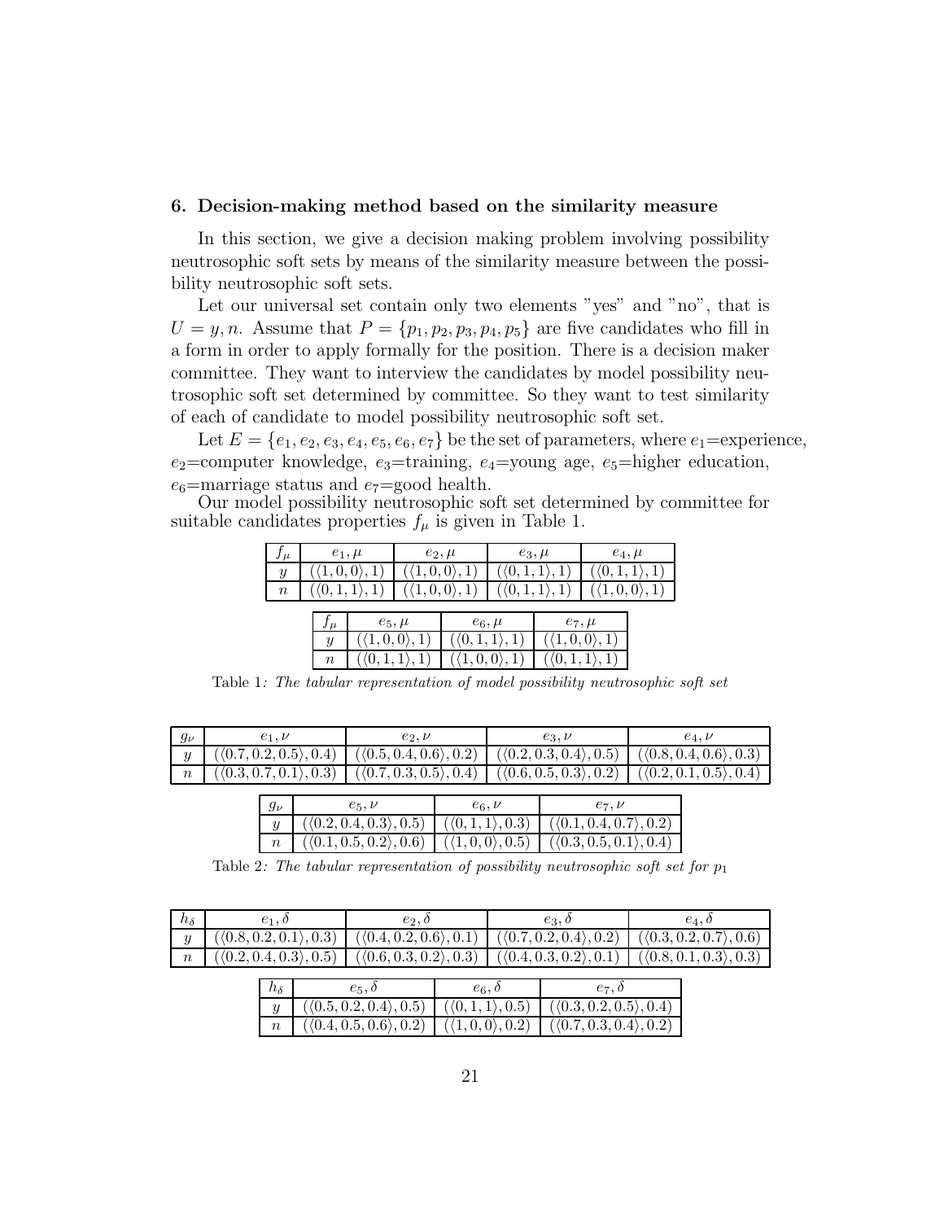## 6. Decision-making method based on the similarity measure

In this section, we give a decision making problem involving possibility neutrosophic soft sets by means of the similarity measure between the possibility neutrosophic soft sets.

Let our universal set contain only two elements "yes" and "no", that is $U = y, n$. Assume that $P = \{p_1, p_2, p_3, p_4, p_5\}$ are five candidates who fill in a form in order to apply formally for the position. There is a decision maker committee. They want to interview the candidates by model possibility neutrosophic soft set determined by committee. So they want to test similarity of each of candidate to model possibility neutrosophic soft set.

Let $E = \{e_1, e_2, e_3, e_4, e_5, e_6, e_7\}$ be the set of parameters, where $e_1$=experience, $e_2$=computer knowledge, $e_3$=training, $e_4$=young age, $e_5$=higher education, $e_6$=marriage status and $e_7$=good health.

Our model possibility neutrosophic soft set determined by committee for suitable candidates properties $f_\mu$ is given in Table 1.

| $f_\mu$ | $e_1, \mu$ | $e_2, \mu$ | $e_3, \mu$ | $e_4, \mu$ |
|---|---|---|---|---|
| $y$ | $(\langle 1, 0, 0\rangle, 1)$ | $(\langle 1, 0, 0\rangle, 1)$ | $(\langle 0, 1, 1\rangle, 1)$ | $(\langle 0, 1, 1\rangle, 1)$ |
| $n$ | $(\langle 0, 1, 1\rangle, 1)$ | $(\langle 1, 0, 0\rangle, 1)$ | $(\langle 0, 1, 1\rangle, 1)$ | $(\langle 1, 0, 0\rangle, 1)$ |

| $f_\mu$ | $e_5, \mu$ | $e_6, \mu$ | $e_7, \mu$ |
|---|---|---|---|
| $y$ | $(\langle 1, 0, 0\rangle, 1)$ | $(\langle 0, 1, 1\rangle, 1)$ | $(\langle 1, 0, 0\rangle, 1)$ |
| $n$ | $(\langle 0, 1, 1\rangle, 1)$ | $(\langle 1, 0, 0\rangle, 1)$ | $(\langle 0, 1, 1\rangle, 1)$ |

Table 1: *The tabular representation of model possibility neutrosophic soft set*

| $g_\nu$ | $e_1, \nu$ | $e_2, \nu$ | $e_3, \nu$ | $e_4, \nu$ |
|---|---|---|---|---|
| $y$ | $(\langle 0.7, 0.2, 0.5\rangle, 0.4)$ | $(\langle 0.5, 0.4, 0.6\rangle, 0.2)$ | $(\langle 0.2, 0.3, 0.4\rangle, 0.5)$ | $(\langle 0.8, 0.4, 0.6\rangle, 0.3)$ |
| $n$ | $(\langle 0.3, 0.7, 0.1\rangle, 0.3)$ | $(\langle 0.7, 0.3, 0.5\rangle, 0.4)$ | $(\langle 0.6, 0.5, 0.3\rangle, 0.2)$ | $(\langle 0.2, 0.1, 0.5\rangle, 0.4)$ |

| $g_\nu$ | $e_5, \nu$ | $e_6, \nu$ | $e_7, \nu$ |
|---|---|---|---|
| $y$ | $(\langle 0.2, 0.4, 0.3\rangle, 0.5)$ | $(\langle 0, 1, 1\rangle, 0.3)$ | $(\langle 0.1, 0.4, 0.7\rangle, 0.2)$ |
| $n$ | $(\langle 0.1, 0.5, 0.2\rangle, 0.6)$ | $(\langle 1, 0, 0\rangle, 0.5)$ | $(\langle 0.3, 0.5, 0.1\rangle, 0.4)$ |

Table 2: *The tabular representation of possibility neutrosophic soft set for $p_1$*

| $h_\delta$ | $e_1, \delta$ | $e_2, \delta$ | $e_3, \delta$ | $e_4, \delta$ |
|---|---|---|---|---|
| $y$ | $(\langle 0.8, 0.2, 0.1\rangle, 0.3)$ | $(\langle 0.4, 0.2, 0.6\rangle, 0.1)$ | $(\langle 0.7, 0.2, 0.4\rangle, 0.2)$ | $(\langle 0.3, 0.2, 0.7\rangle, 0.6)$ |
| $n$ | $(\langle 0.2, 0.4, 0.3\rangle, 0.5)$ | $(\langle 0.6, 0.3, 0.2\rangle, 0.3)$ | $(\langle 0.4, 0.3, 0.2\rangle, 0.1)$ | $(\langle 0.8, 0.1, 0.3\rangle, 0.3)$ |

| $h_\delta$ | $e_5, \delta$ | $e_6, \delta$ | $e_7, \delta$ |
|---|---|---|---|
| $y$ | $(\langle 0.5, 0.2, 0.4\rangle, 0.5)$ | $(\langle 0, 1, 1\rangle, 0.5)$ | $(\langle 0.3, 0.2, 0.5\rangle, 0.4)$ |
| $n$ | $(\langle 0.4, 0.5, 0.6\rangle, 0.2)$ | $(\langle 1, 0, 0\rangle, 0.2)$ | $(\langle 0.7, 0.3, 0.4\rangle, 0.2)$ |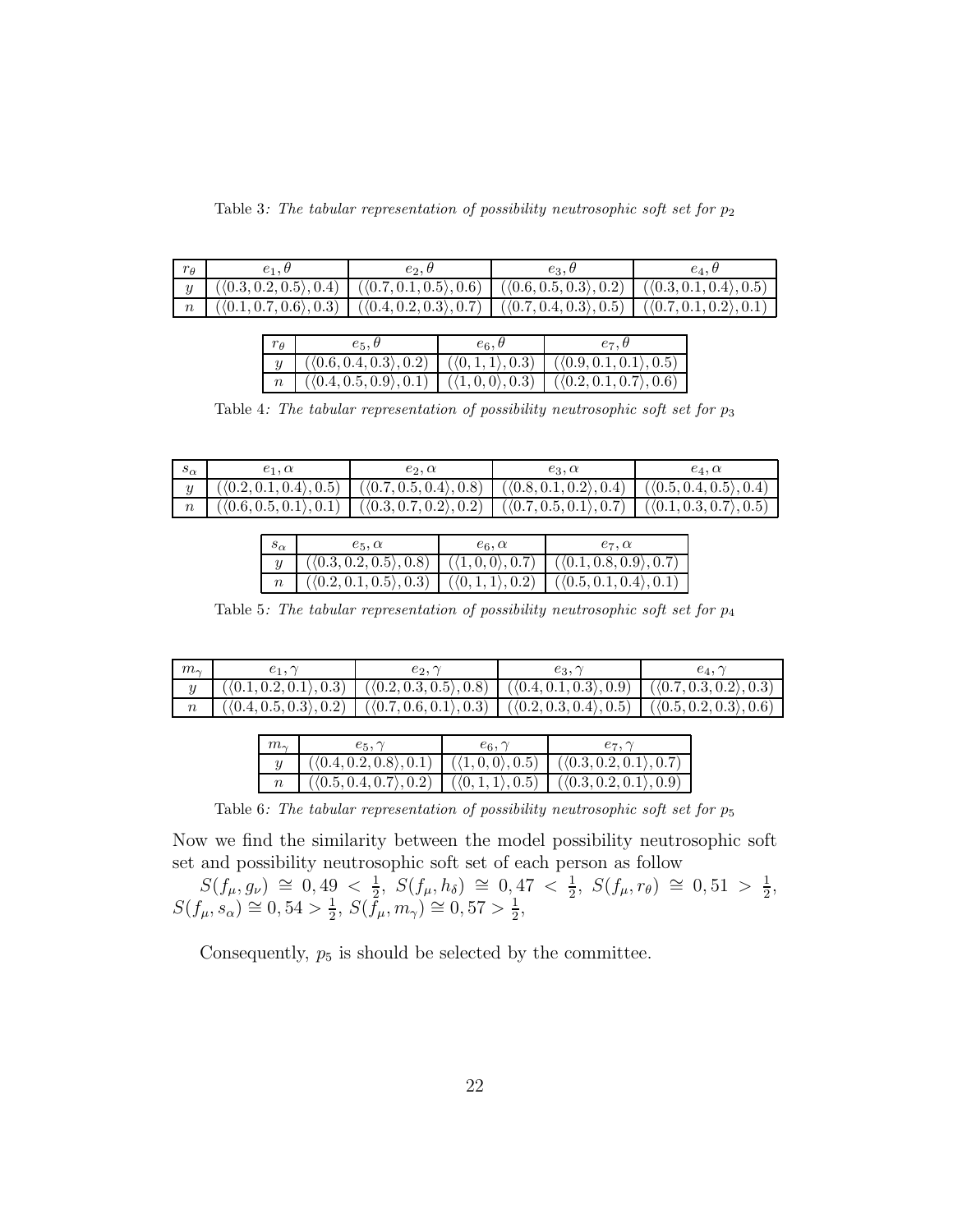Table 3: *The tabular representation of possibility neutrosophic soft set for $p_2$*

| $r_\theta$ | $e_1, \theta$ | $e_2, \theta$ | $e_3, \theta$ | $e_4, \theta$ |
|---|---|---|---|---|
| $y$ | $(\langle 0.3, 0.2, 0.5\rangle, 0.4)$ | $(\langle 0.7, 0.1, 0.5\rangle, 0.6)$ | $(\langle 0.6, 0.5, 0.3\rangle, 0.2)$ | $(\langle 0.3, 0.1, 0.4\rangle, 0.5)$ |
| $n$ | $(\langle 0.1, 0.7, 0.6\rangle, 0.3)$ | $(\langle 0.4, 0.2, 0.3\rangle, 0.7)$ | $(\langle 0.7, 0.4, 0.3\rangle, 0.5)$ | $(\langle 0.7, 0.1, 0.2\rangle, 0.1)$ |

| $r_\theta$ | $e_5, \theta$ | $e_6, \theta$ | $e_7, \theta$ |
|---|---|---|---|
| $y$ | $(\langle 0.6, 0.4, 0.3\rangle, 0.2)$ | $(\langle 0, 1, 1\rangle, 0.3)$ | $(\langle 0.9, 0.1, 0.1\rangle, 0.5)$ |
| $n$ | $(\langle 0.4, 0.5, 0.9\rangle, 0.1)$ | $(\langle 1, 0, 0\rangle, 0.3)$ | $(\langle 0.2, 0.1, 0.7\rangle, 0.6)$ |

Table 4: *The tabular representation of possibility neutrosophic soft set for $p_3$*

| $s_\alpha$ | $e_1, \alpha$ | $e_2, \alpha$ | $e_3, \alpha$ | $e_4, \alpha$ |
|---|---|---|---|---|
| $y$ | $(\langle 0.2, 0.1, 0.4\rangle, 0.5)$ | $(\langle 0.7, 0.5, 0.4\rangle, 0.8)$ | $(\langle 0.8, 0.1, 0.2\rangle, 0.4)$ | $(\langle 0.5, 0.4, 0.5\rangle, 0.4)$ |
| $n$ | $(\langle 0.6, 0.5, 0.1\rangle, 0.1)$ | $(\langle 0.3, 0.7, 0.2\rangle, 0.2)$ | $(\langle 0.7, 0.5, 0.1\rangle, 0.7)$ | $(\langle 0.1, 0.3, 0.7\rangle, 0.5)$ |

| $s_\alpha$ | $e_5, \alpha$ | $e_6, \alpha$ | $e_7, \alpha$ |
|---|---|---|---|
| $y$ | $(\langle 0.3, 0.2, 0.5\rangle, 0.8)$ | $(\langle 1, 0, 0\rangle, 0.7)$ | $(\langle 0.1, 0.8, 0.9\rangle, 0.7)$ |
| $n$ | $(\langle 0.2, 0.1, 0.5\rangle, 0.3)$ | $(\langle 0, 1, 1\rangle, 0.2)$ | $(\langle 0.5, 0.1, 0.4\rangle, 0.1)$ |

Table 5: *The tabular representation of possibility neutrosophic soft set for $p_4$*

| $m_\gamma$ | $e_1, \gamma$ | $e_2, \gamma$ | $e_3, \gamma$ | $e_4, \gamma$ |
|---|---|---|---|---|
| $y$ | $(\langle 0.1, 0.2, 0.1\rangle, 0.3)$ | $(\langle 0.2, 0.3, 0.5\rangle, 0.8)$ | $(\langle 0.4, 0.1, 0.3\rangle, 0.9)$ | $(\langle 0.7, 0.3, 0.2\rangle, 0.3)$ |
| $n$ | $(\langle 0.4, 0.5, 0.3\rangle, 0.2)$ | $(\langle 0.7, 0.6, 0.1\rangle, 0.3)$ | $(\langle 0.2, 0.3, 0.4\rangle, 0.5)$ | $(\langle 0.5, 0.2, 0.3\rangle, 0.6)$ |

| $m_\gamma$ | $e_5, \gamma$ | $e_6, \gamma$ | $e_7, \gamma$ |
|---|---|---|---|
| $y$ | $(\langle 0.4, 0.2, 0.8\rangle, 0.1)$ | $(\langle 1, 0, 0\rangle, 0.5)$ | $(\langle 0.3, 0.2, 0.1\rangle, 0.7)$ |
| $n$ | $(\langle 0.5, 0.4, 0.7\rangle, 0.2)$ | $(\langle 0, 1, 1\rangle, 0.5)$ | $(\langle 0.3, 0.2, 0.1\rangle, 0.9)$ |

Table 6: *The tabular representation of possibility neutrosophic soft set for $p_5$*

Now we find the similarity between the model possibility neutrosophic soft set and possibility neutrosophic soft set of each person as follow

$S(f_\mu, g_\nu) \cong 0,49 < \frac{1}{2}$, $S(f_\mu, h_\delta) \cong 0,47 < \frac{1}{2}$, $S(f_\mu, r_\theta) \cong 0,51 > \frac{1}{2}$, $S(f_\mu, s_\alpha) \cong 0,54 > \frac{1}{2}$, $S(f_\mu, m_\gamma) \cong 0,57 > \frac{1}{2}$,

Consequently, $p_5$ is should be selected by the committee.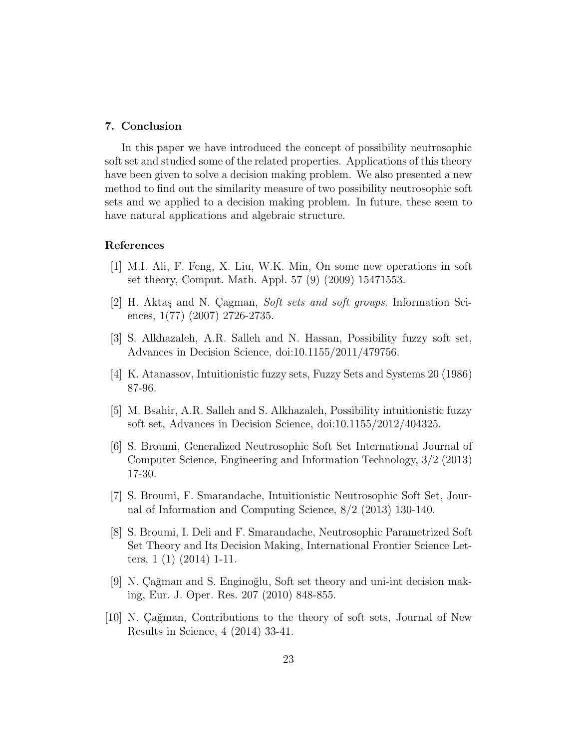## 7. Conclusion

In this paper we have introduced the concept of possibility neutrosophic soft set and studied some of the related properties. Applications of this theory have been given to solve a decision making problem. We also presented a new method to find out the similarity measure of two possibility neutrosophic soft sets and we applied to a decision making problem. In future, these seem to have natural applications and algebraic structure.

## References

[1] M.I. Ali, F. Feng, X. Liu, W.K. Min, On some new operations in soft set theory, Comput. Math. Appl. 57 (9) (2009) 15471553.

[2] H. Aktaş and N. Çagman, *Soft sets and soft groups*. Information Sciences, 1(77) (2007) 2726-2735.

[3] S. Alkhazaleh, A.R. Salleh and N. Hassan, Possibility fuzzy soft set, Advances in Decision Science, doi:10.1155/2011/479756.

[4] K. Atanassov, Intuitionistic fuzzy sets, Fuzzy Sets and Systems 20 (1986) 87-96.

[5] M. Bsahir, A.R. Salleh and S. Alkhazaleh, Possibility intuitionistic fuzzy soft set, Advances in Decision Science, doi:10.1155/2012/404325.

[6] S. Broumi, Generalized Neutrosophic Soft Set International Journal of Computer Science, Engineering and Information Technology, 3/2 (2013) 17-30.

[7] S. Broumi, F. Smarandache, Intuitionistic Neutrosophic Soft Set, Journal of Information and Computing Science, 8/2 (2013) 130-140.

[8] S. Broumi, I. Deli and F. Smarandache, Neutrosophic Parametrized Soft Set Theory and Its Decision Making, International Frontier Science Letters, 1 (1) (2014) 1-11.

[9] N. Çağman and S. Enginoğlu, Soft set theory and uni-int decision making, Eur. J. Oper. Res. 207 (2010) 848-855.

[10] N. Çağman, Contributions to the theory of soft sets, Journal of New Results in Science, 4 (2014) 33-41.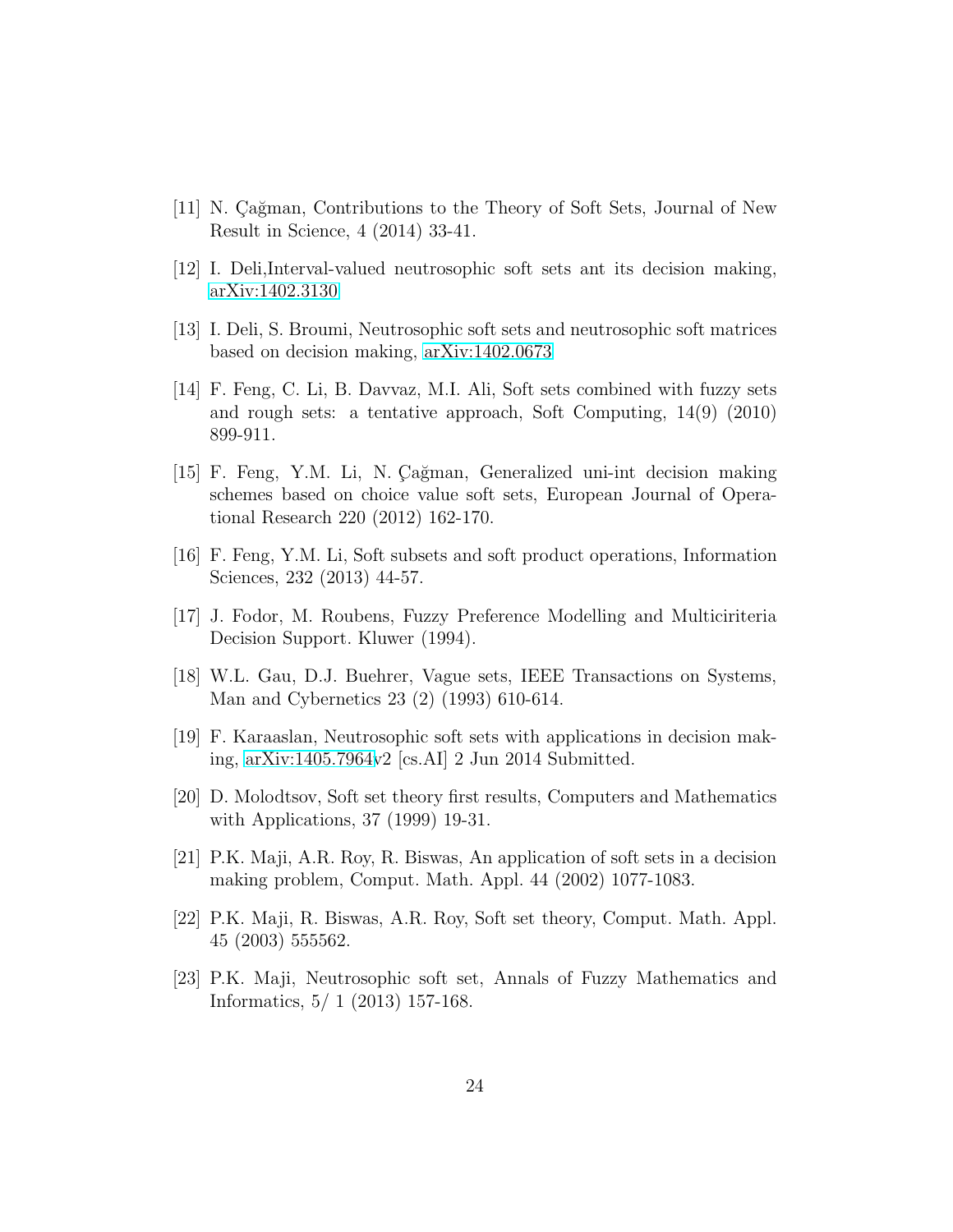[11] N. Çağman, Contributions to the Theory of Soft Sets, Journal of New Result in Science, 4 (2014) 33-41.

[12] I. Deli,Interval-valued neutrosophic soft sets ant its decision making, arXiv:1402.3130

[13] I. Deli, S. Broumi, Neutrosophic soft sets and neutrosophic soft matrices based on decision making, arXiv:1402.0673

[14] F. Feng, C. Li, B. Davvaz, M.I. Ali, Soft sets combined with fuzzy sets and rough sets: a tentative approach, Soft Computing, 14(9) (2010) 899-911.

[15] F. Feng, Y.M. Li, N. Çağman, Generalized uni-int decision making schemes based on choice value soft sets, European Journal of Operational Research 220 (2012) 162-170.

[16] F. Feng, Y.M. Li, Soft subsets and soft product operations, Information Sciences, 232 (2013) 44-57.

[17] J. Fodor, M. Roubens, Fuzzy Preference Modelling and Multiciriteria Decision Support. Kluwer (1994).

[18] W.L. Gau, D.J. Buehrer, Vague sets, IEEE Transactions on Systems, Man and Cybernetics 23 (2) (1993) 610-614.

[19] F. Karaaslan, Neutrosophic soft sets with applications in decision making, arXiv:1405.7964v2 [cs.AI] 2 Jun 2014 Submitted.

[20] D. Molodtsov, Soft set theory first results, Computers and Mathematics with Applications, 37 (1999) 19-31.

[21] P.K. Maji, A.R. Roy, R. Biswas, An application of soft sets in a decision making problem, Comput. Math. Appl. 44 (2002) 1077-1083.

[22] P.K. Maji, R. Biswas, A.R. Roy, Soft set theory, Comput. Math. Appl. 45 (2003) 555562.

[23] P.K. Maji, Neutrosophic soft set, Annals of Fuzzy Mathematics and Informatics, 5/ 1 (2013) 157-168.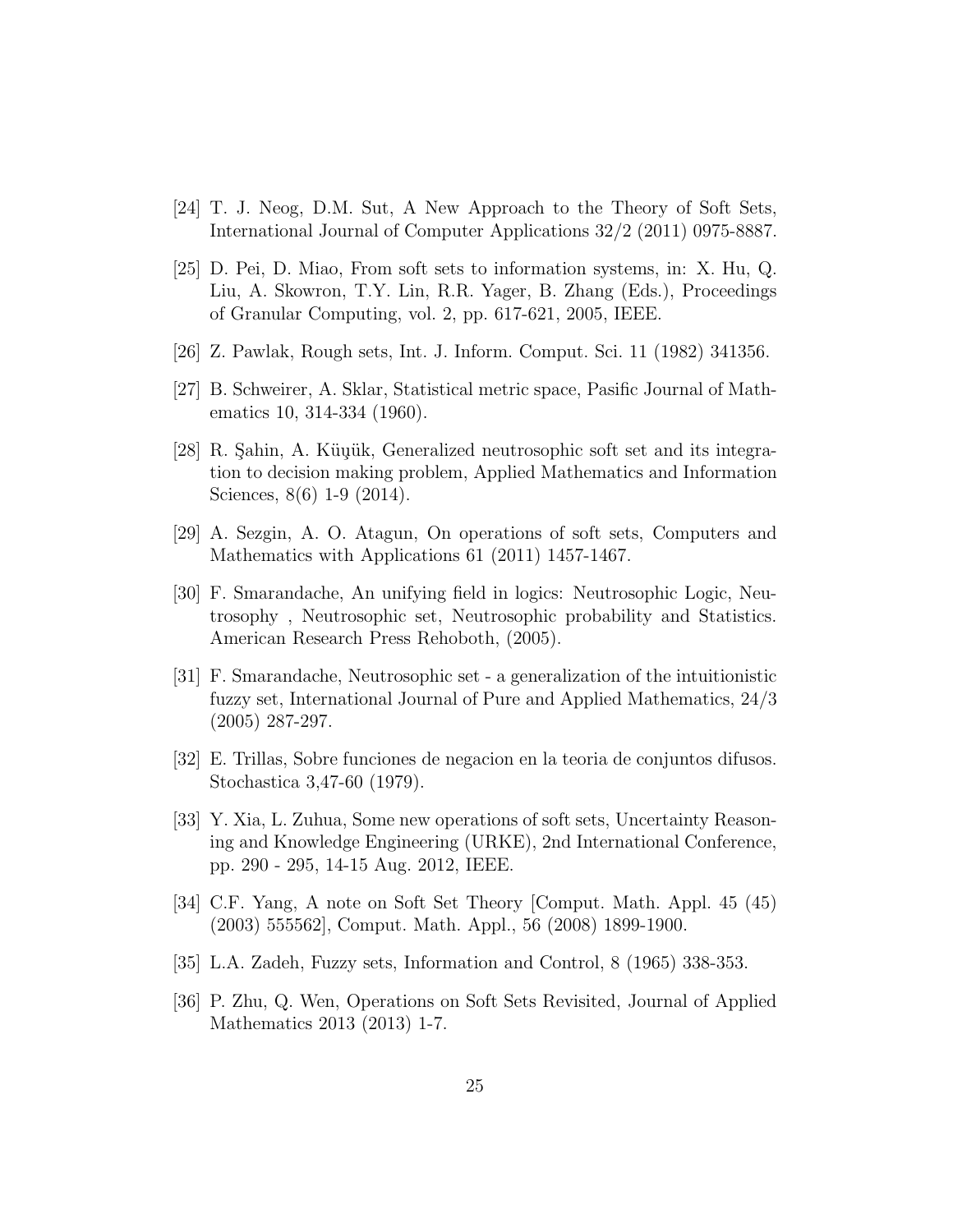[24] T. J. Neog, D.M. Sut, A New Approach to the Theory of Soft Sets, International Journal of Computer Applications 32/2 (2011) 0975-8887.

[25] D. Pei, D. Miao, From soft sets to information systems, in: X. Hu, Q. Liu, A. Skowron, T.Y. Lin, R.R. Yager, B. Zhang (Eds.), Proceedings of Granular Computing, vol. 2, pp. 617-621, 2005, IEEE.

[26] Z. Pawlak, Rough sets, Int. J. Inform. Comput. Sci. 11 (1982) 341356.

[27] B. Schweirer, A. Sklar, Statistical metric space, Pasific Journal of Mathematics 10, 314-334 (1960).

[28] R. Şahin, A. Küųük, Generalized neutrosophic soft set and its integration to decision making problem, Applied Mathematics and Information Sciences, 8(6) 1-9 (2014).

[29] A. Sezgin, A. O. Atagun, On operations of soft sets, Computers and Mathematics with Applications 61 (2011) 1457-1467.

[30] F. Smarandache, An unifying field in logics: Neutrosophic Logic, Neutrosophy , Neutrosophic set, Neutrosophic probability and Statistics. American Research Press Rehoboth, (2005).

[31] F. Smarandache, Neutrosophic set - a generalization of the intuitionistic fuzzy set, International Journal of Pure and Applied Mathematics, 24/3 (2005) 287-297.

[32] E. Trillas, Sobre funciones de negacion en la teoria de conjuntos difusos. Stochastica 3,47-60 (1979).

[33] Y. Xia, L. Zuhua, Some new operations of soft sets, Uncertainty Reasoning and Knowledge Engineering (URKE), 2nd International Conference, pp. 290 - 295, 14-15 Aug. 2012, IEEE.

[34] C.F. Yang, A note on Soft Set Theory [Comput. Math. Appl. 45 (45) (2003) 555562], Comput. Math. Appl., 56 (2008) 1899-1900.

[35] L.A. Zadeh, Fuzzy sets, Information and Control, 8 (1965) 338-353.

[36] P. Zhu, Q. Wen, Operations on Soft Sets Revisited, Journal of Applied Mathematics 2013 (2013) 1-7.